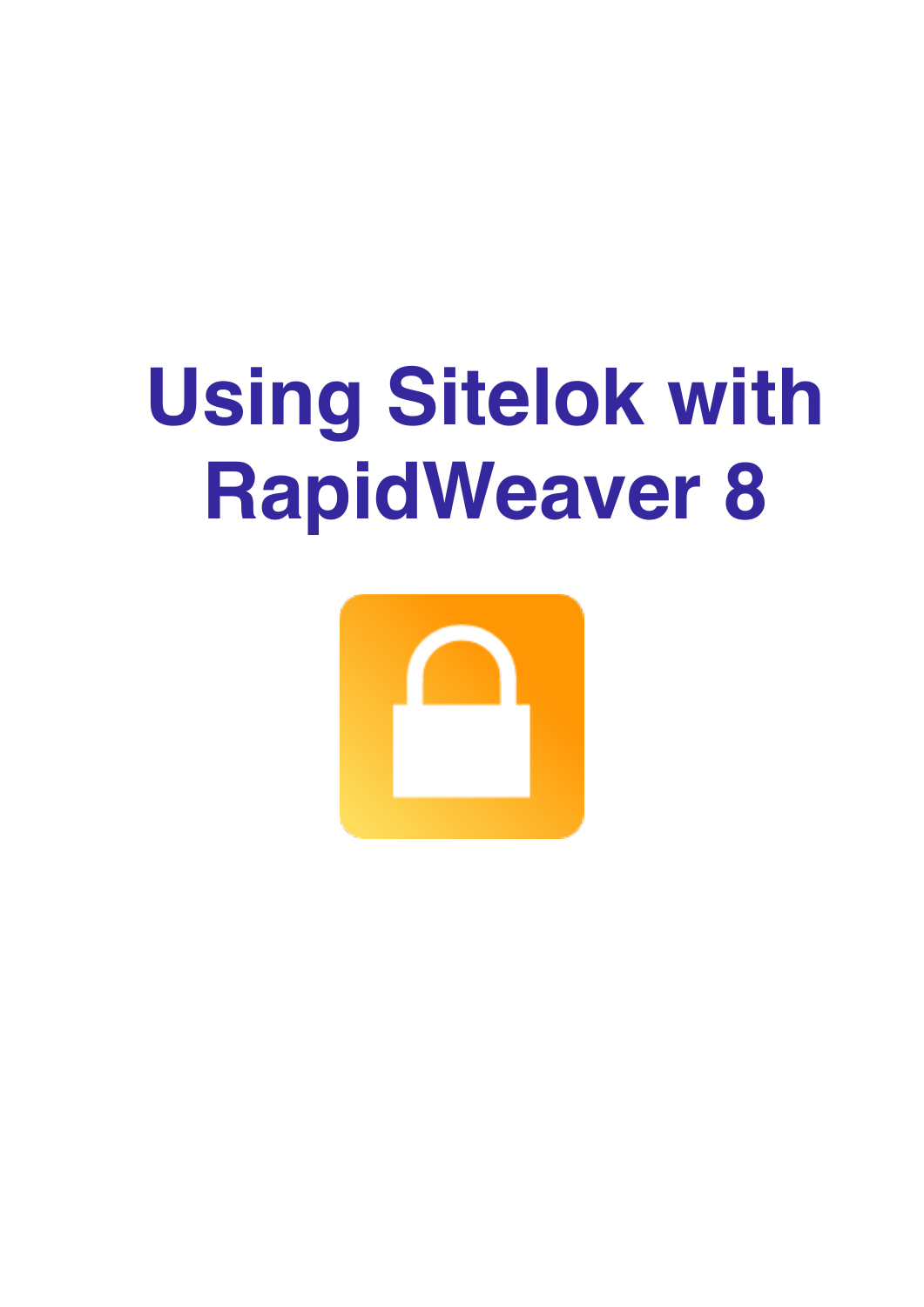# Using Sitelok with RapidWeaver 8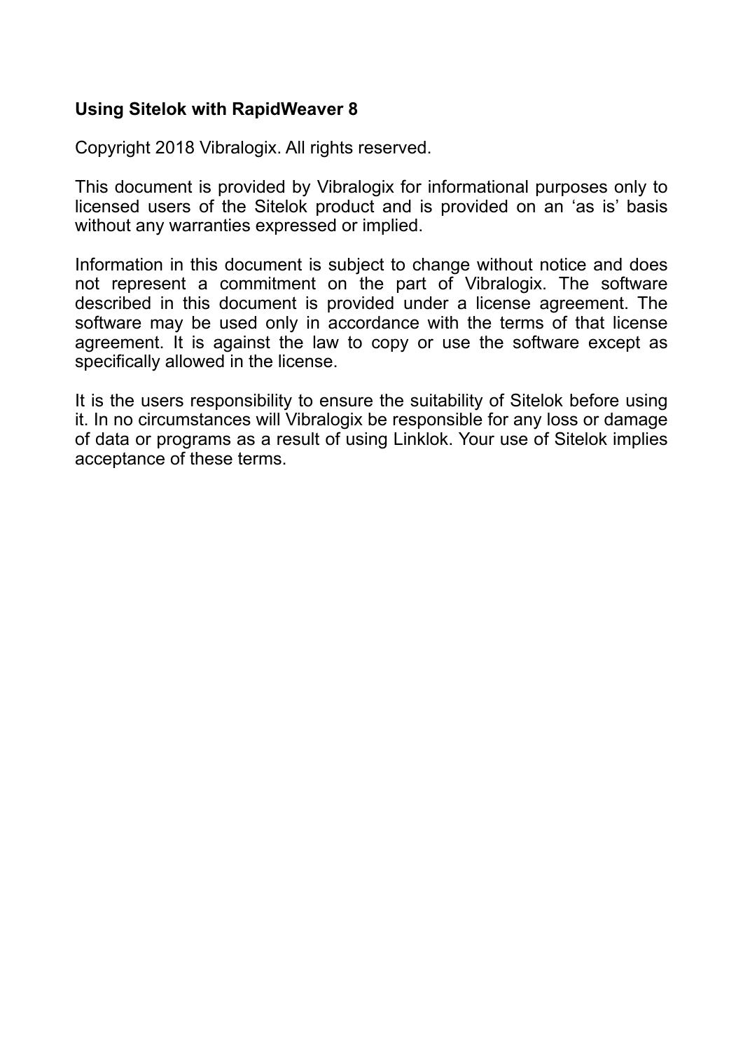**Using Sitelok with RapidWeaver 8**

Copyright 2018 Vibralogix. All rights reserved.

This document is provided by Vibralogix for informational purposes only to licensed users of the Sitelok product and is provided on an ‘as is’ basis without any warranties expressed or implied.

Information in this document is subject to change without notice and does not represent a commitment on the part of Vibralogix. The software described in this document is provided under a license agreement. The software may be used only in accordance with the terms of that license agreement. It is against the law to copy or use the software except as specifically allowed in the license.

It is the users responsibility to ensure the suitability of Sitelok before using it. In no circumstances will Vibralogix be responsible for any loss or damage of data or programs as a result of using Linklok. Your use of Sitelok implies acceptance of these terms.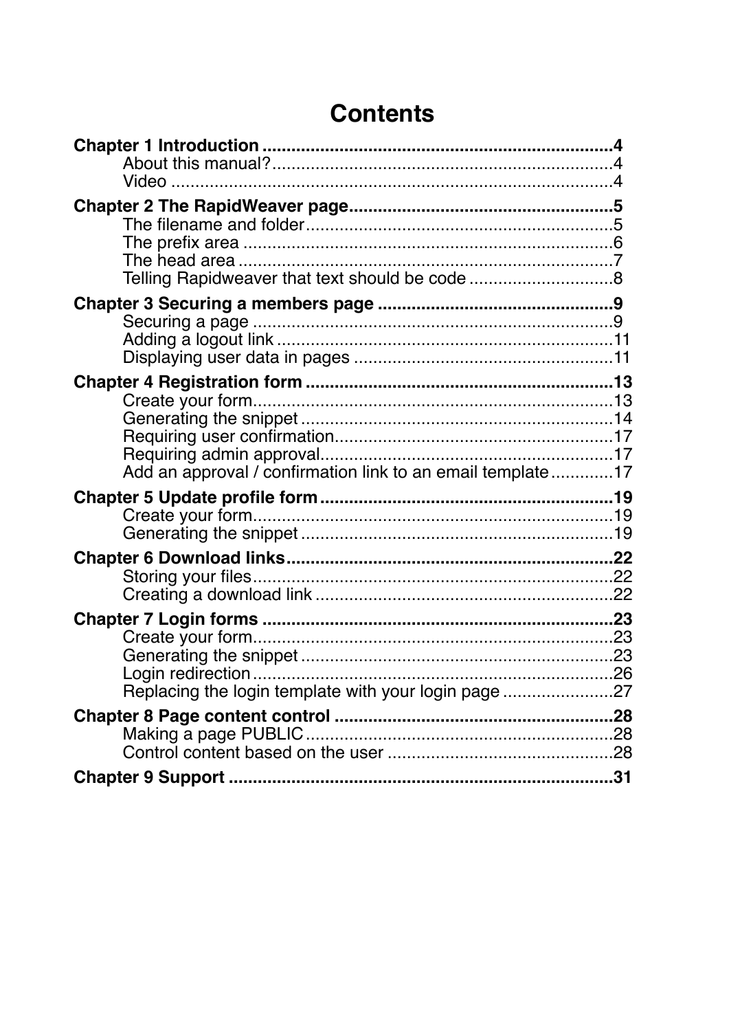# Contents

**Chapter 1 Introduction** ........................................................................ **4**
- About this manual? ........................................................................ 4
- Video ........................................................................ 4

**Chapter 2 The RapidWeaver page** ........................................................................ **5**
- The filename and folder ........................................................................ 5
- The prefix area ........................................................................ 6
- The head area ........................................................................ 7
- Telling Rapidweaver that text should be code ........................................................................ 8

**Chapter 3 Securing a members page** ........................................................................ **9**
- Securing a page ........................................................................ 9
- Adding a logout link ........................................................................ 11
- Displaying user data in pages ........................................................................ 11

**Chapter 4 Registration form** ........................................................................ **13**
- Create your form ........................................................................ 13
- Generating the snippet ........................................................................ 14
- Requiring user confirmation ........................................................................ 17
- Requiring admin approval ........................................................................ 17
- Add an approval / confirmation link to an email template ........................................................................ 17

**Chapter 5 Update profile form** ........................................................................ **19**
- Create your form ........................................................................ 19
- Generating the snippet ........................................................................ 19

**Chapter 6 Download links** ........................................................................ **22**
- Storing your files ........................................................................ 22
- Creating a download link ........................................................................ 22

**Chapter 7 Login forms** ........................................................................ **23**
- Create your form ........................................................................ 23
- Generating the snippet ........................................................................ 23
- Login redirection ........................................................................ 26
- Replacing the login template with your login page ........................................................................ 27

**Chapter 8 Page content control** ........................................................................ **28**
- Making a page PUBLIC ........................................................................ 28
- Control content based on the user ........................................................................ 28

**Chapter 9 Support** ........................................................................ **31**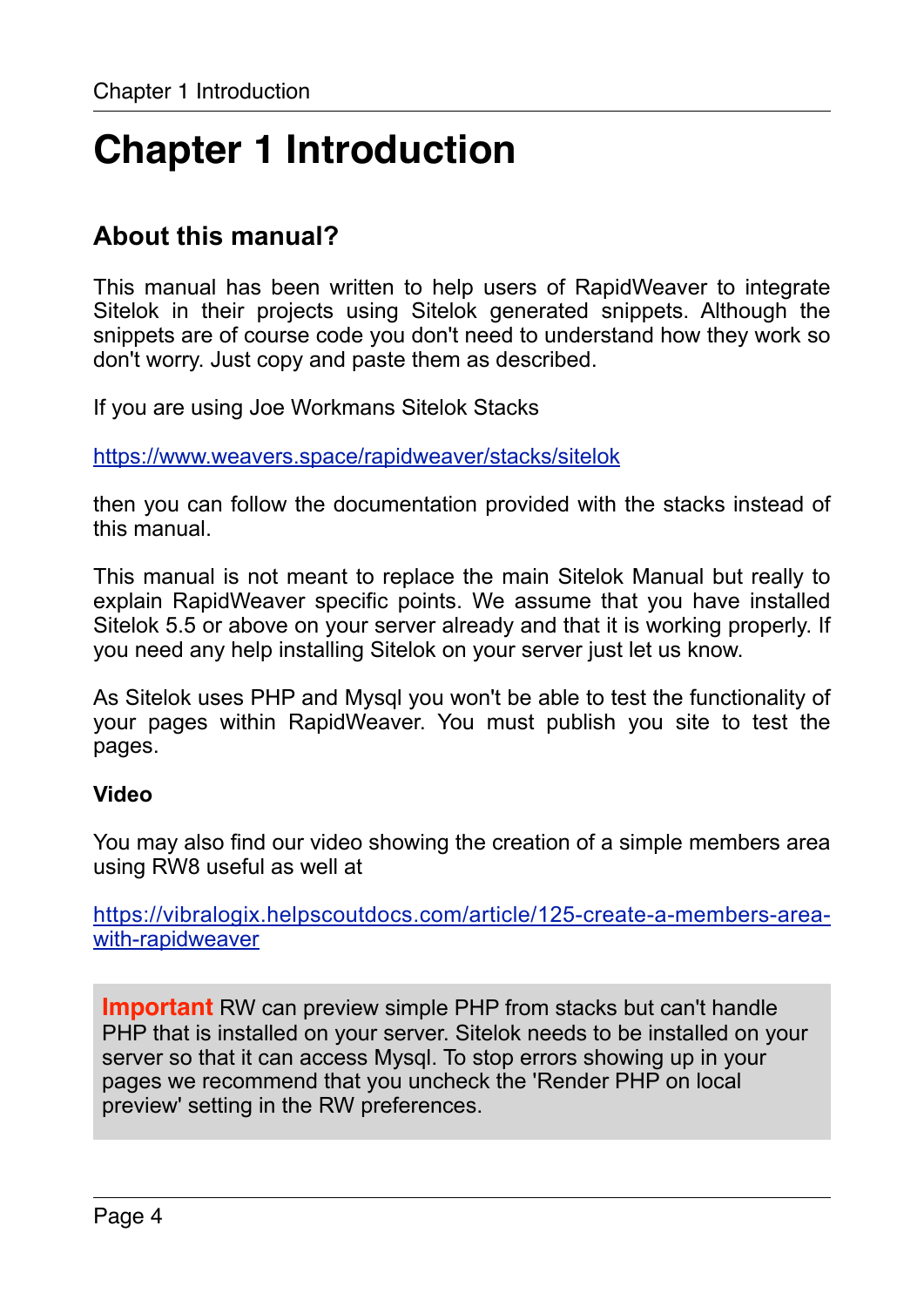# Chapter 1 Introduction

## About this manual?

This manual has been written to help users of RapidWeaver to integrate Sitelok in their projects using Sitelok generated snippets. Although the snippets are of course code you don't need to understand how they work so don't worry. Just copy and paste them as described.

If you are using Joe Workmans Sitelok Stacks

[https://www.weavers.space/rapidweaver/stacks/sitelok](https://www.weavers.space/rapidweaver/stacks/sitelok)

then you can follow the documentation provided with the stacks instead of this manual.

This manual is not meant to replace the main Sitelok Manual but really to explain RapidWeaver specific points. We assume that you have installed Sitelok 5.5 or above on your server already and that it is working properly. If you need any help installing Sitelok on your server just let us know.

As Sitelok uses PHP and Mysql you won't be able to test the functionality of your pages within RapidWeaver. You must publish you site to test the pages.

**Video**

You may also find our video showing the creation of a simple members area using RW8 useful as well at

[https://vibralogix.helpscoutdocs.com/article/125-create-a-members-area-with-rapidweaver](https://vibralogix.helpscoutdocs.com/article/125-create-a-members-area-with-rapidweaver)

> **Important** RW can preview simple PHP from stacks but can't handle PHP that is installed on your server. Sitelok needs to be installed on your server so that it can access Mysql. To stop errors showing up in your pages we recommend that you uncheck the 'Render PHP on local preview' setting in the RW preferences.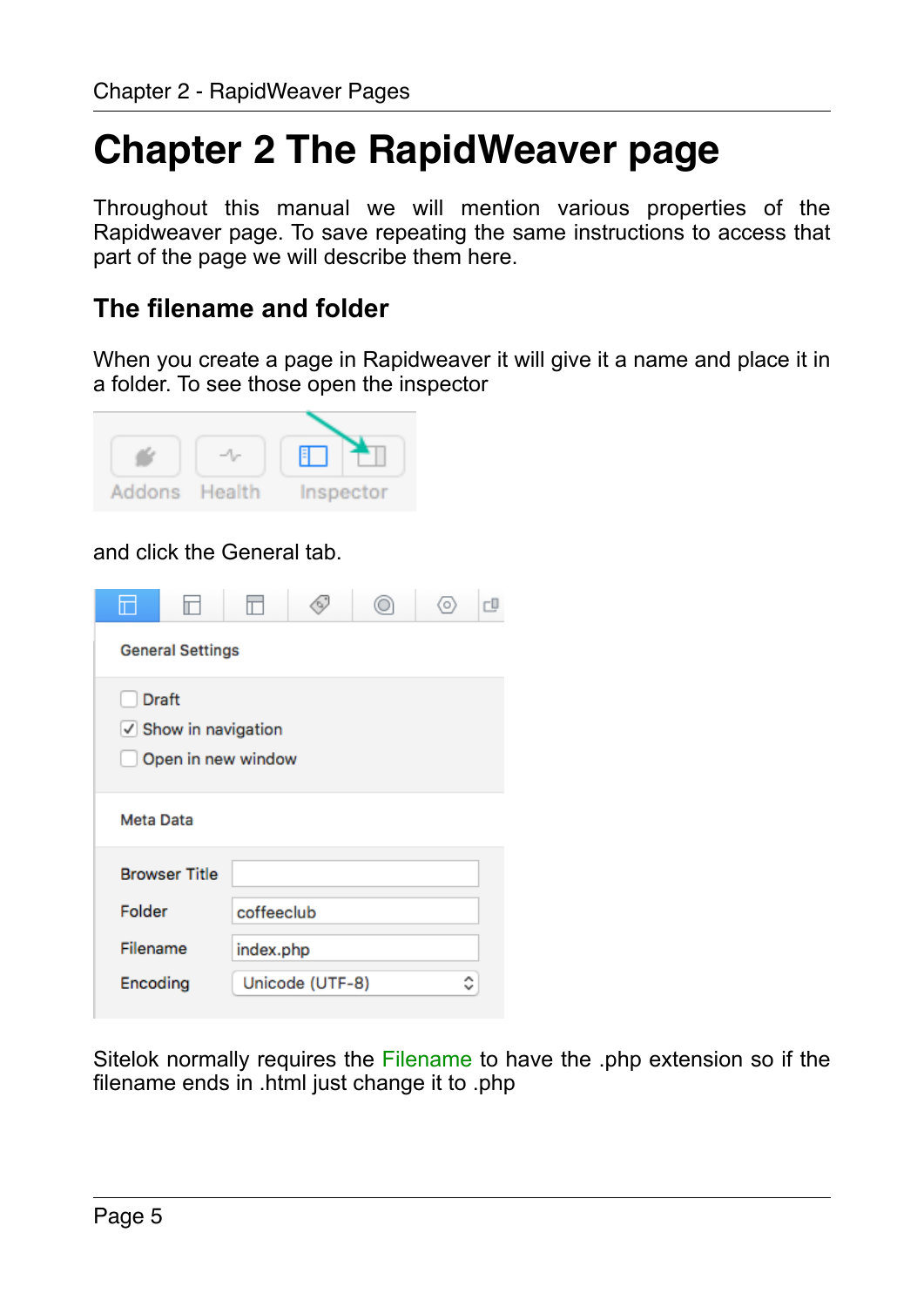# Chapter 2 The RapidWeaver page

Throughout this manual we will mention various properties of the Rapidweaver page. To save repeating the same instructions to access that part of the page we will describe them here.

## The filename and folder

When you create a page in Rapidweaver it will give it a name and place it in a folder. To see those open the inspector

and click the General tab.

Sitelok normally requires the Filename to have the .php extension so if the filename ends in .html just change it to .php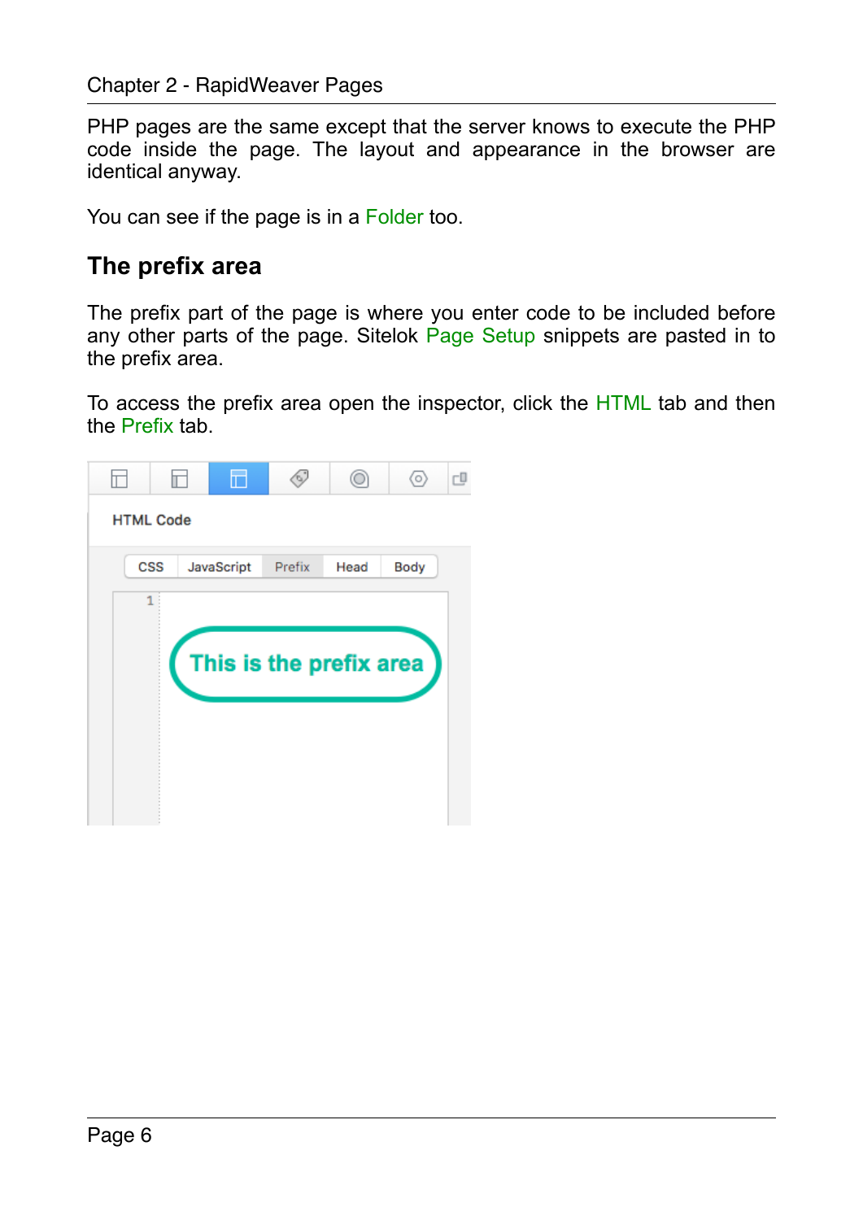PHP pages are the same except that the server knows to execute the PHP code inside the page. The layout and appearance in the browser are identical anyway.

You can see if the page is in a Folder too.

## The prefix area

The prefix part of the page is where you enter code to be included before any other parts of the page. Sitelok Page Setup snippets are pasted in to the prefix area.

To access the prefix area open the inspector, click the HTML tab and then the Prefix tab.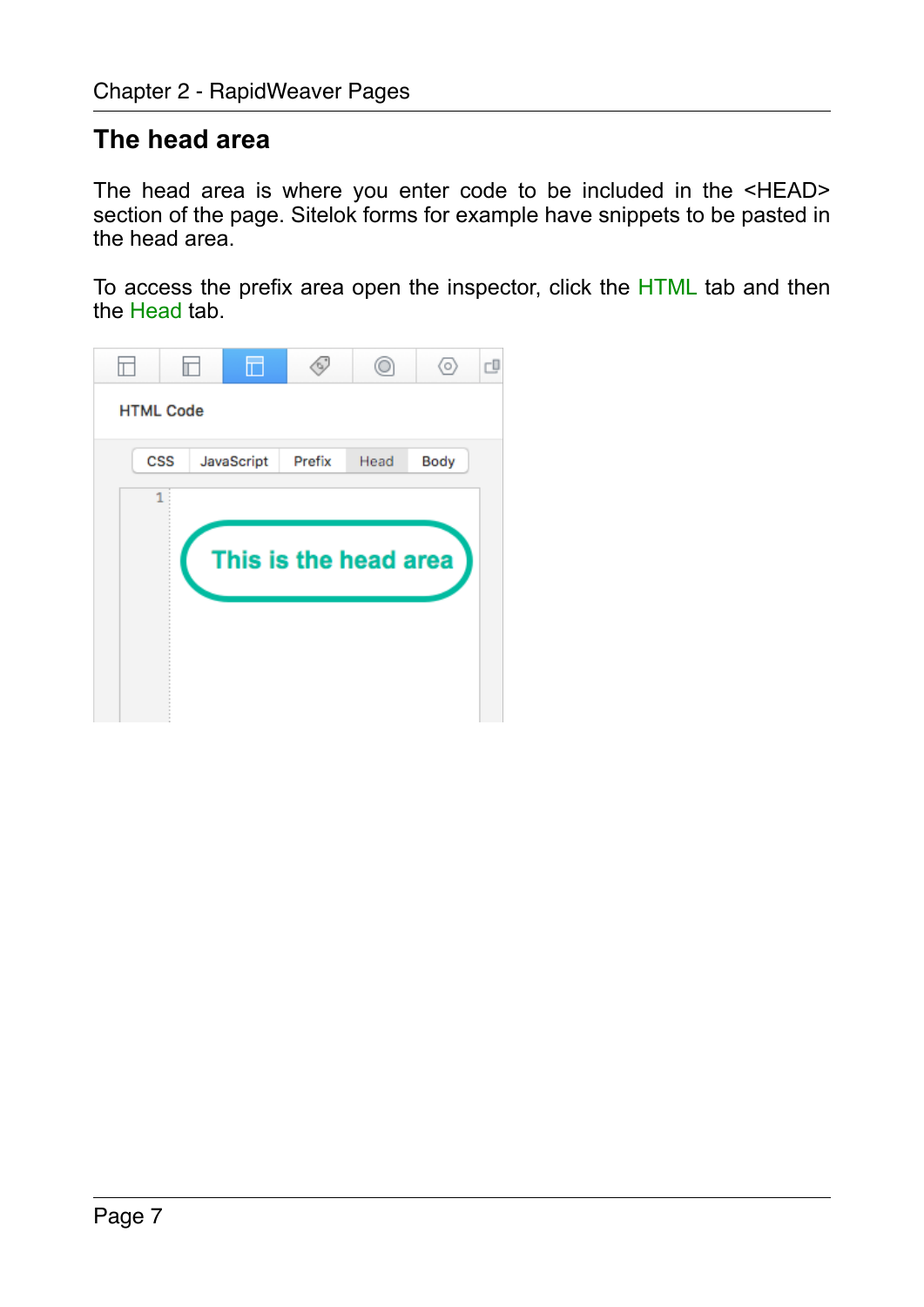## The head area

The head area is where you enter code to be included in the <HEAD> section of the page. Sitelok forms for example have snippets to be pasted in the head area.

To access the prefix area open the inspector, click the HTML tab and then the Head tab.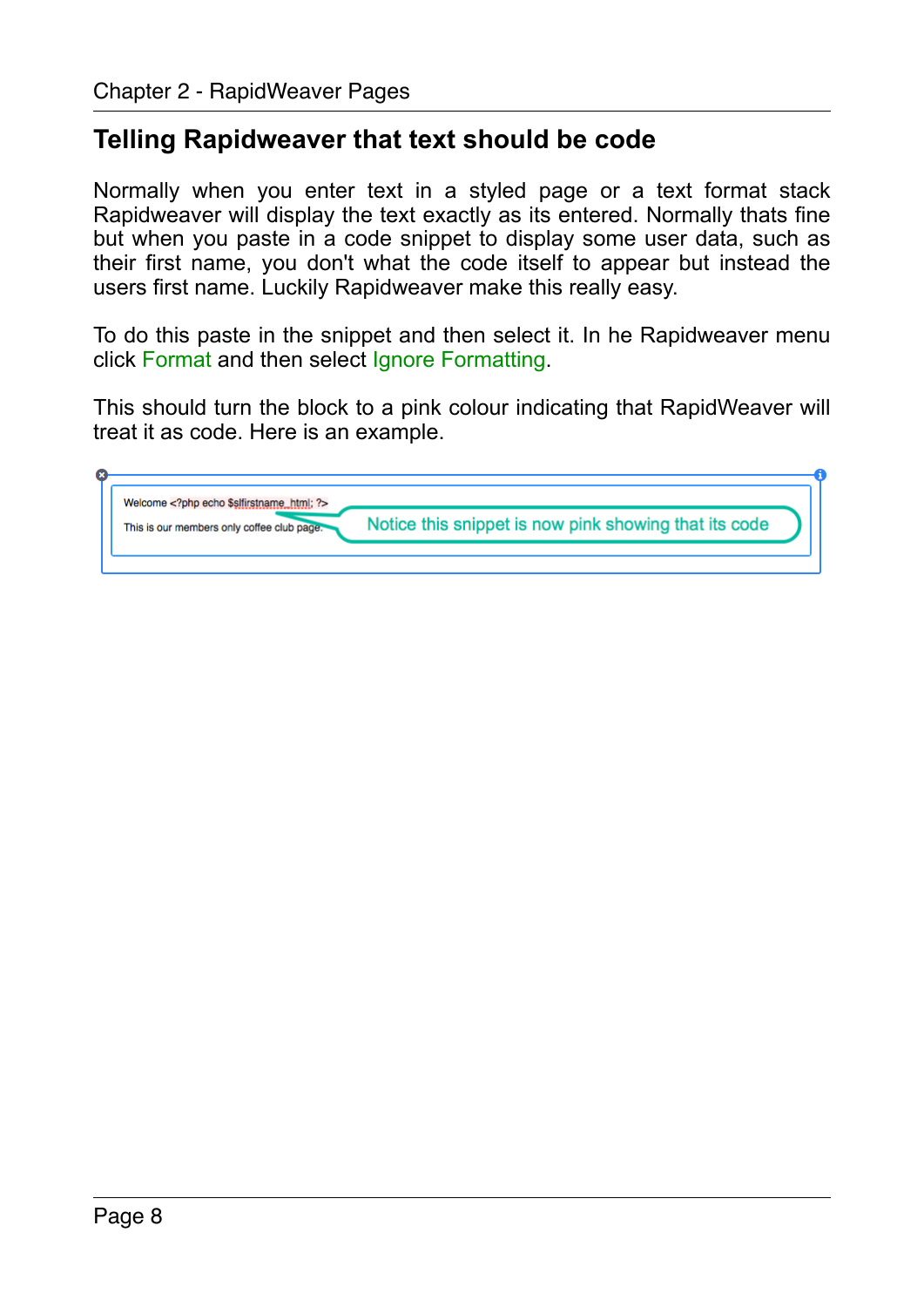## Telling Rapidweaver that text should be code

Normally when you enter text in a styled page or a text format stack Rapidweaver will display the text exactly as its entered. Normally thats fine but when you paste in a code snippet to display some user data, such as their first name, you don't what the code itself to appear but instead the users first name. Luckily Rapidweaver make this really easy.

To do this paste in the snippet and then select it. In he Rapidweaver menu click Format and then select Ignore Formatting.

This should turn the block to a pink colour indicating that RapidWeaver will treat it as code. Here is an example.

Welcome <?php echo $slfirstname_html; ?>

This is our members only coffee club page.

Notice this snippet is now pink showing that its code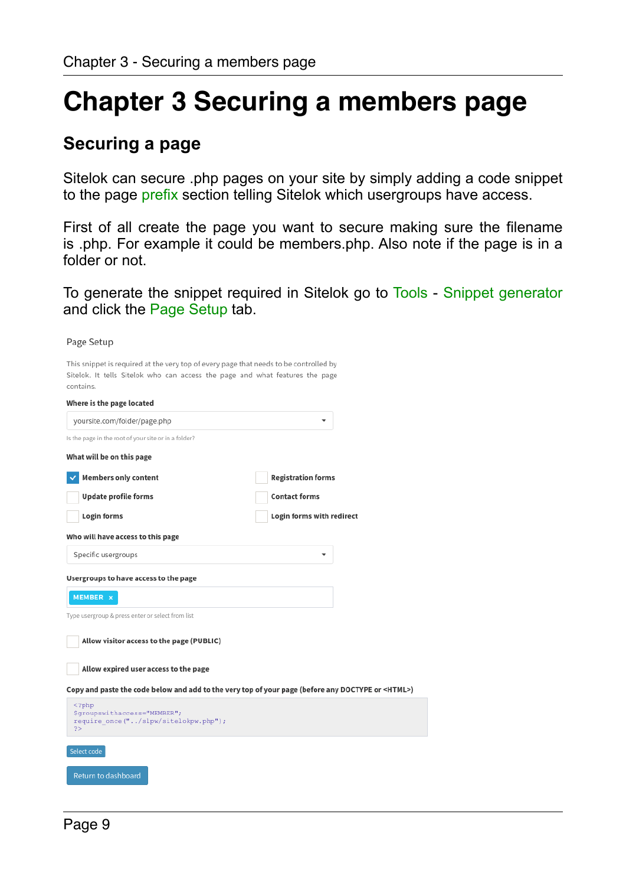# Chapter 3 Securing a members page

## Securing a page

Sitelok can secure .php pages on your site by simply adding a code snippet to the page prefix section telling Sitelok which usergroups have access.

First of all create the page you want to secure making sure the filename is .php. For example it could be members.php. Also note if the page is in a folder or not.

To generate the snippet required in Sitelok go to Tools - Snippet generator and click the Page Setup tab.

Page Setup

This snippet is required at the very top of every page that needs to be controlled by Sitelok. It tells Sitelok who can access the page and what features the page contains.

**Where is the page located**

yoursite.com/folder/page.php

Is the page in the root of your site or in a folder?

**What will be on this page**

- [x] **Members only content**
- [ ] **Registration forms**
- [ ] **Update profile forms**
- [ ] **Contact forms**
- [ ] **Login forms**
- [ ] **Login forms with redirect**

**Who will have access to this page**

Specific usergroups

**Usergroups to have access to the page**

MEMBER ×

Type usergroup & press enter or select from list

- [ ] **Allow visitor access to the page (PUBLIC)**

- [ ] **Allow expired user access to the page**

**Copy and paste the code below and add to the very top of your page (before any DOCTYPE or <HTML>)**

```
<?php
$groupswithaccess="MEMBER";
require_once("../slpw/sitelokpw.php");
?>
```

Select code

Return to dashboard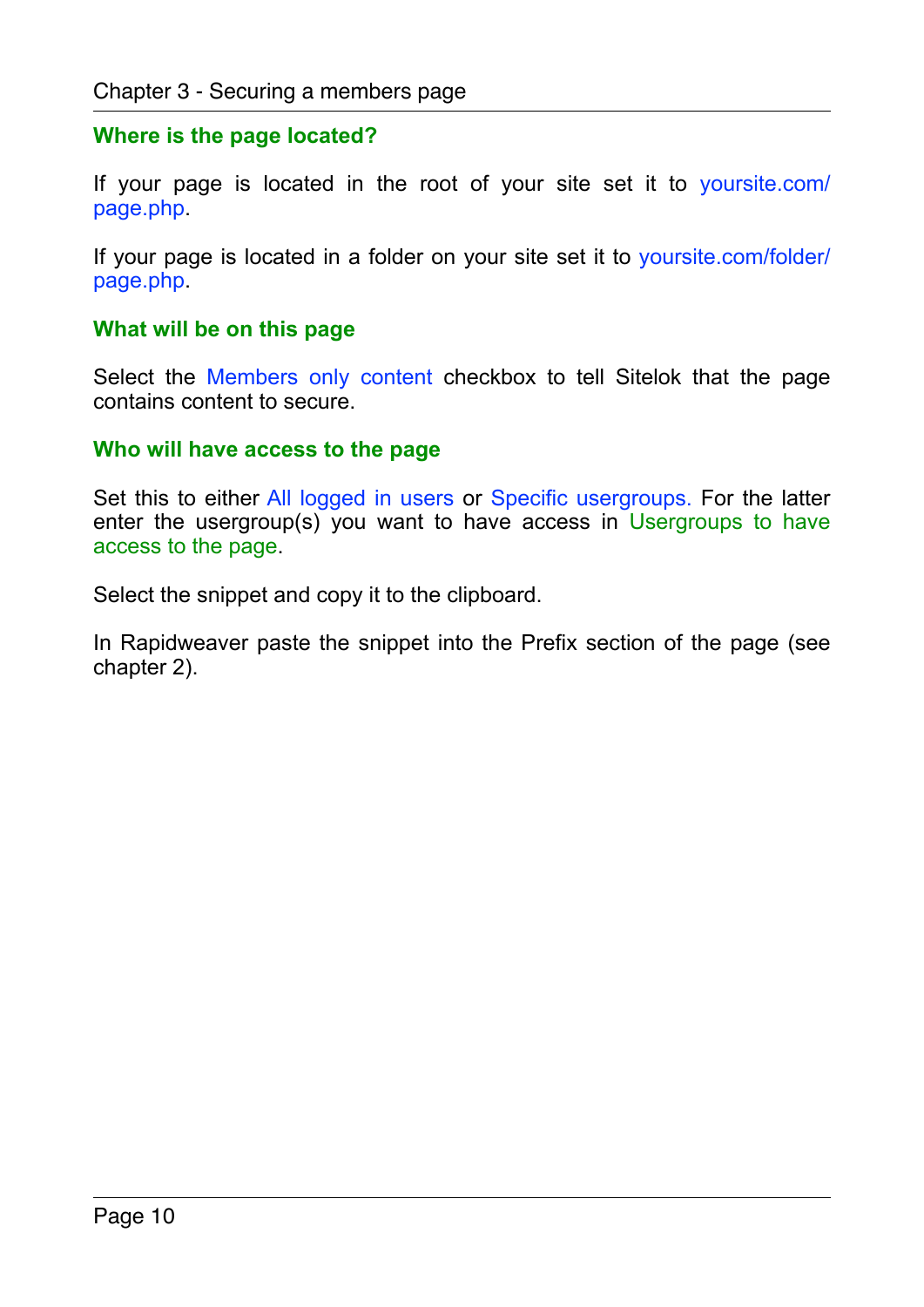### Where is the page located?

If your page is located in the root of your site set it to yoursite.com/page.php.

If your page is located in a folder on your site set it to yoursite.com/folder/page.php.

### What will be on this page

Select the Members only content checkbox to tell Sitelok that the page contains content to secure.

### Who will have access to the page

Set this to either All logged in users or Specific usergroups. For the latter enter the usergroup(s) you want to have access in Usergroups to have access to the page.

Select the snippet and copy it to the clipboard.

In Rapidweaver paste the snippet into the Prefix section of the page (see chapter 2).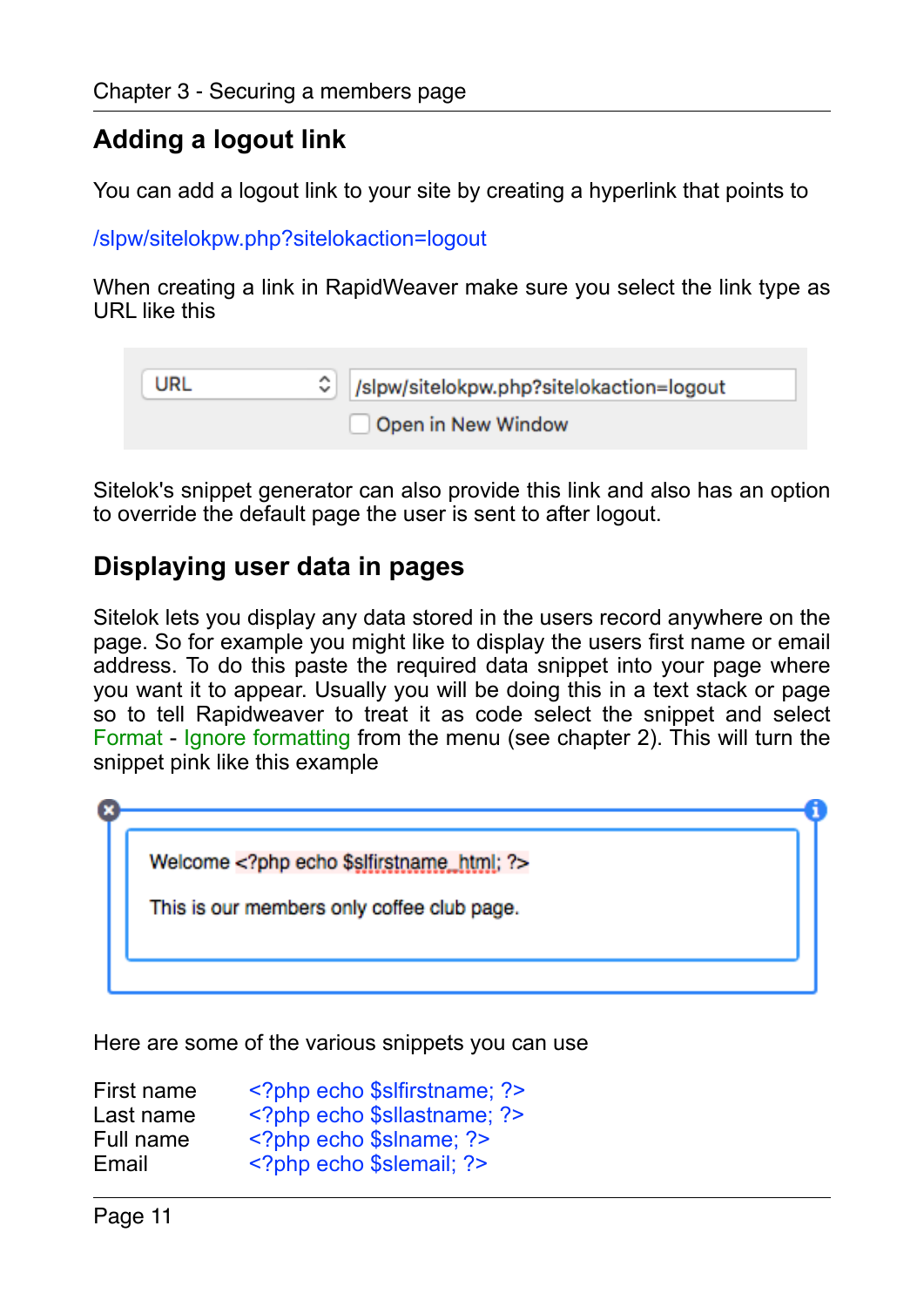## Adding a logout link

You can add a logout link to your site by creating a hyperlink that points to

/slpw/sitelokpw.php?sitelokaction=logout

When creating a link in RapidWeaver make sure you select the link type as URL like this

| URL | /slpw/sitelokpw.php?sitelokaction=logout |
|---|---|
| | ☐ Open in New Window |

Sitelok's snippet generator can also provide this link and also has an option to override the default page the user is sent to after logout.

## Displaying user data in pages

Sitelok lets you display any data stored in the users record anywhere on the page. So for example you might like to display the users first name or email address. To do this paste the required data snippet into your page where you want it to appear. Usually you will be doing this in a text stack or page so to tell Rapidweaver to treat it as code select the snippet and select Format - Ignore formatting from the menu (see chapter 2). This will turn the snippet pink like this example

```
Welcome <?php echo $slfirstname_html; ?>

This is our members only coffee club page.
```

Here are some of the various snippets you can use

| | |
|---|---|
| First name | `<?php echo $slfirstname; ?>` |
| Last name | `<?php echo $sllastname; ?>` |
| Full name | `<?php echo $slname; ?>` |
| Email | `<?php echo $slemail; ?>` |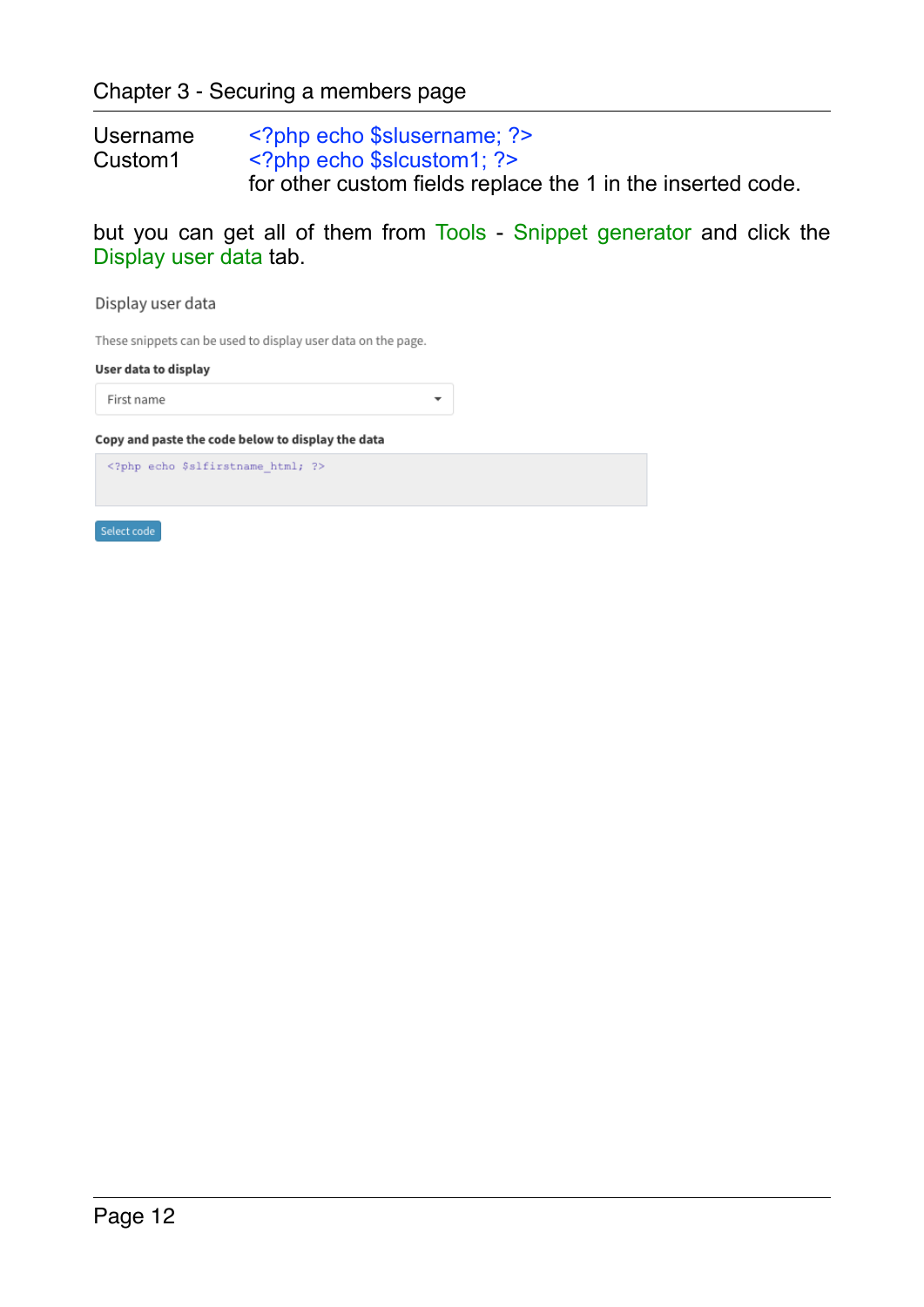| | |
|---|---|
| Username | `<?php echo $slusername; ?>` |
| Custom1 | `<?php echo $slcustom1; ?>` |
| | for other custom fields replace the 1 in the inserted code. |

but you can get all of them from Tools - Snippet generator and click the Display user data tab.

Display user data

These snippets can be used to display user data on the page.

**User data to display**

First name

**Copy and paste the code below to display the data**

```
<?php echo $slfirstname_html; ?>
```

Select code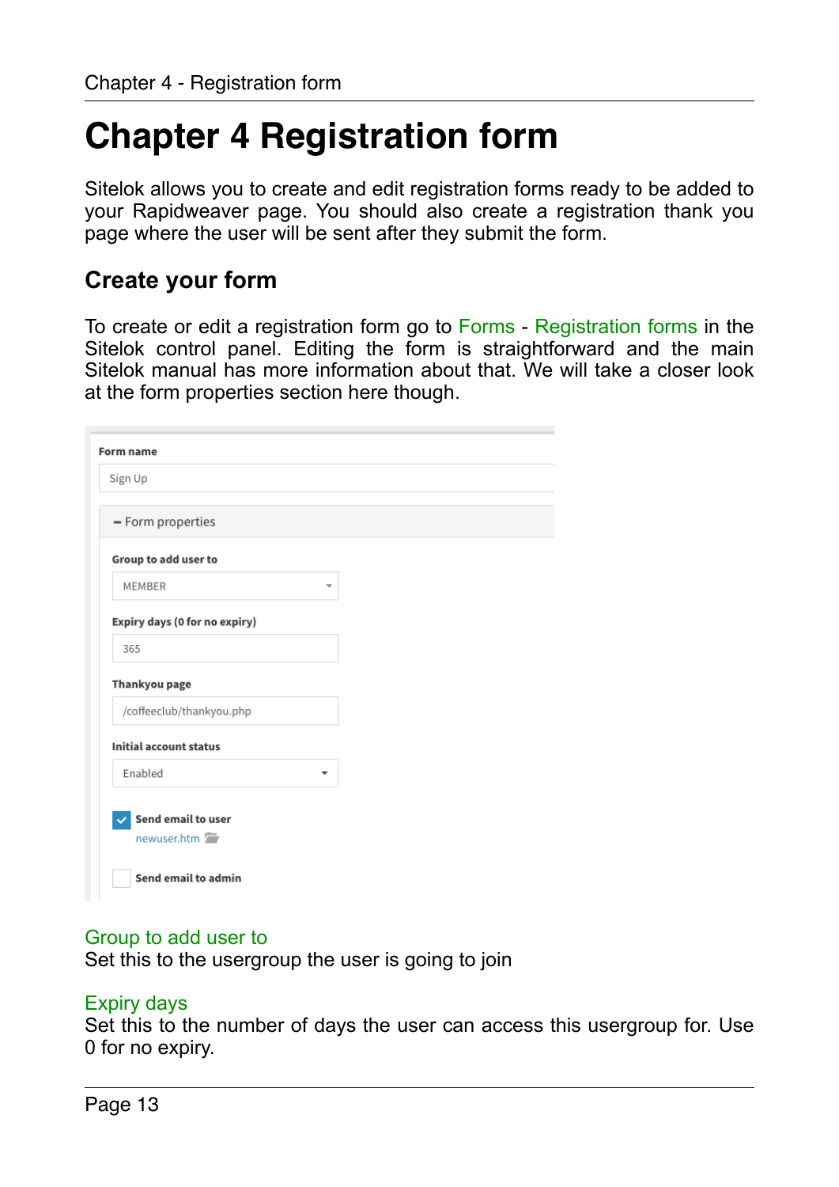# Chapter 4 Registration form

Sitelok allows you to create and edit registration forms ready to be added to your Rapidweaver page. You should also create a registration thank you page where the user will be sent after they submit the form.

## Create your form

To create or edit a registration form go to Forms - Registration forms in the Sitelok control panel. Editing the form is straightforward and the main Sitelok manual has more information about that. We will take a closer look at the form properties section here though.

### Group to add user to

Set this to the usergroup the user is going to join

### Expiry days

Set this to the number of days the user can access this usergroup for. Use 0 for no expiry.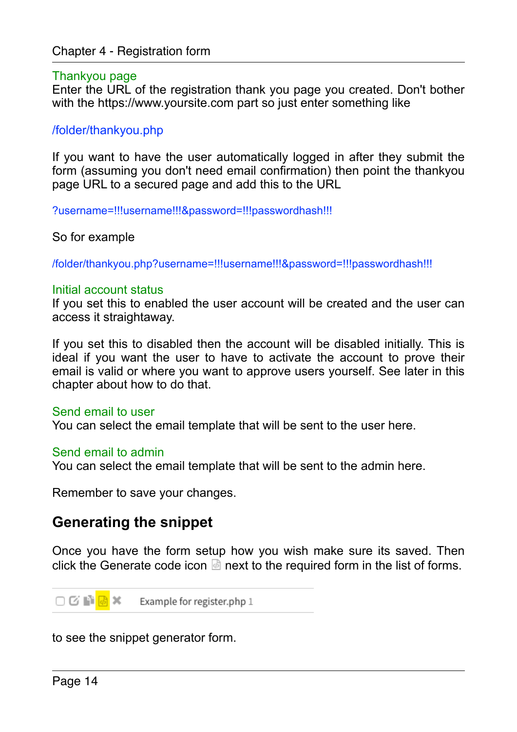### Thankyou page

Enter the URL of the registration thank you page you created. Don't bother with the https://www.yoursite.com part so just enter something like

/folder/thankyou.php

If you want to have the user automatically logged in after they submit the form (assuming you don't need email confirmation) then point the thankyou page URL to a secured page and add this to the URL

?username=!!!username!!!&password=!!!passwordhash!!!

So for example

/folder/thankyou.php?username=!!!username!!!&password=!!!passwordhash!!!

### Initial account status

If you set this to enabled the user account will be created and the user can access it straightaway.

If you set this to disabled then the account will be disabled initially. This is ideal if you want the user to have to activate the account to prove their email is valid or where you want to approve users yourself. See later in this chapter about how to do that.

### Send email to user

You can select the email template that will be sent to the user here.

### Send email to admin

You can select the email template that will be sent to the admin here.

Remember to save your changes.

## Generating the snippet

Once you have the form setup how you wish make sure its saved. Then click the Generate code icon next to the required form in the list of forms.

Example for register.php 1

to see the snippet generator form.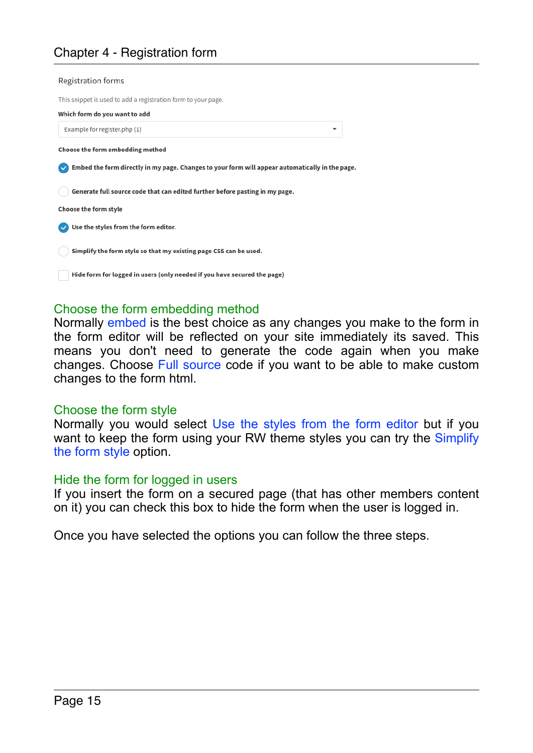Registration forms

This snippet is used to add a registration form to your page.

**Which form do you want to add**

Example for register.php (1)

**Choose the form embedding method**

- [x] Embed the form directly in my page. Changes to your form will appear automatically in the page.
- [ ] Generate full source code that can edited further before pasting in my page.

**Choose the form style**

- [x] Use the styles from the form editor.
- [ ] Simplify the form style so that my existing page CSS can be used.

- [ ] Hide form for logged in users (only needed if you have secured the page)

## Choose the form embedding method

Normally embed is the best choice as any changes you make to the form in the form editor will be reflected on your site immediately its saved. This means you don't need to generate the code again when you make changes. Choose Full source code if you want to be able to make custom changes to the form html.

## Choose the form style

Normally you would select Use the styles from the form editor but if you want to keep the form using your RW theme styles you can try the Simplify the form style option.

## Hide the form for logged in users

If you insert the form on a secured page (that has other members content on it) you can check this box to hide the form when the user is logged in.

Once you have selected the options you can follow the three steps.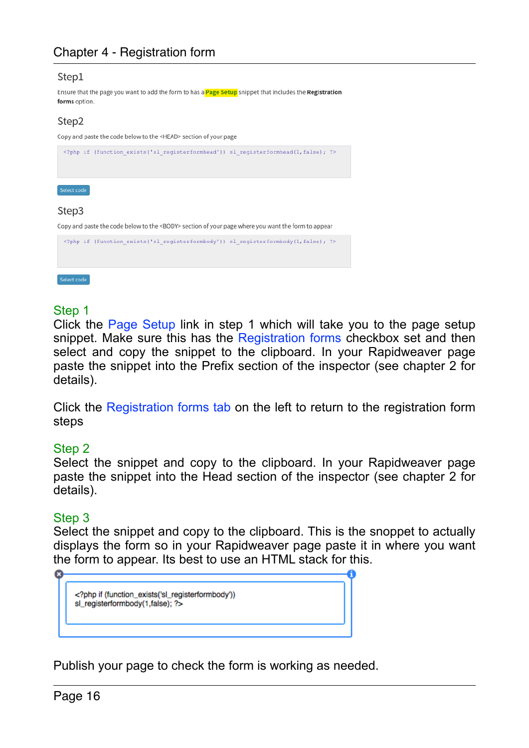# Chapter 4 - Registration form

Step1

Ensure that the page you want to add the form to has a **Page Setup** snippet that includes the **Registration forms** option.

Step2

Copy and paste the code below to the <HEAD> section of your page

```
<?php if (function_exists('sl_registerformhead')) sl_registerformhead(1,false); ?>
```

Select code

Step3

Copy and paste the code below to the <BODY> section of your page where you want the form to appear

```
<?php if (function_exists('sl_registerformbody')) sl_registerformbody(1,false); ?>
```

Select code

## Step 1

Click the Page Setup link in step 1 which will take you to the page setup snippet. Make sure this has the Registration forms checkbox set and then select and copy the snippet to the clipboard. In your Rapidweaver page paste the snippet into the Prefix section of the inspector (see chapter 2 for details).

Click the Registration forms tab on the left to return to the registration form steps

## Step 2

Select the snippet and copy to the clipboard. In your Rapidweaver page paste the snippet into the Head section of the inspector (see chapter 2 for details).

## Step 3

Select the snippet and copy to the clipboard. This is the snoppet to actually displays the form so in your Rapidweaver page paste it in where you want the form to appear. Its best to use an HTML stack for this.

```
<?php if (function_exists('sl_registerformbody'))
sl_registerformbody(1,false); ?>
```

Publish your page to check the form is working as needed.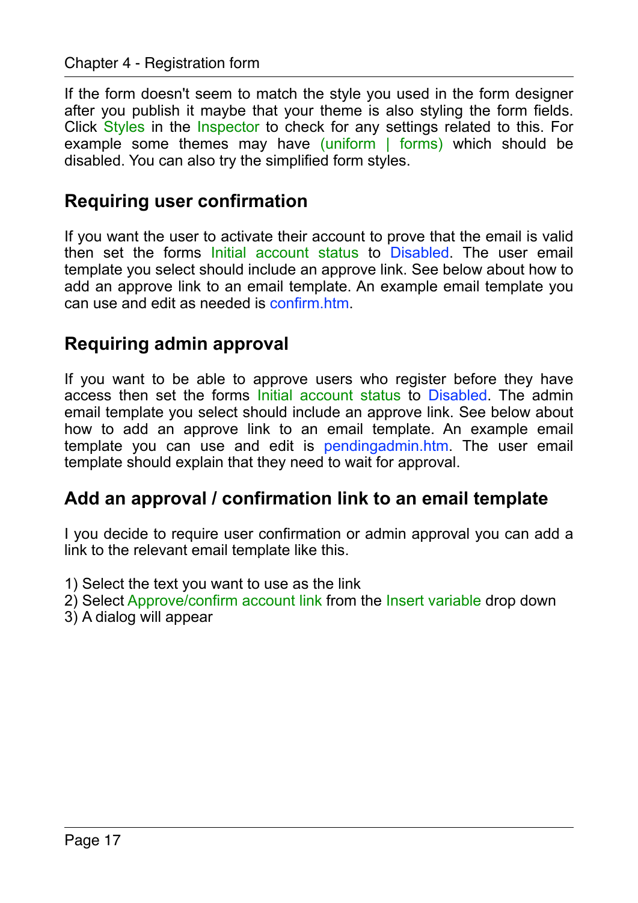If the form doesn't seem to match the style you used in the form designer after you publish it maybe that your theme is also styling the form fields. Click Styles in the Inspector to check for any settings related to this. For example some themes may have (uniform | forms) which should be disabled. You can also try the simplified form styles.

## Requiring user confirmation

If you want the user to activate their account to prove that the email is valid then set the forms Initial account status to Disabled. The user email template you select should include an approve link. See below about how to add an approve link to an email template. An example email template you can use and edit as needed is confirm.htm.

## Requiring admin approval

If you want to be able to approve users who register before they have access then set the forms Initial account status to Disabled. The admin email template you select should include an approve link. See below about how to add an approve link to an email template. An example email template you can use and edit is pendingadmin.htm. The user email template should explain that they need to wait for approval.

## Add an approval / confirmation link to an email template

I you decide to require user confirmation or admin approval you can add a link to the relevant email template like this.

1) Select the text you want to use as the link
2) Select Approve/confirm account link from the Insert variable drop down
3) A dialog will appear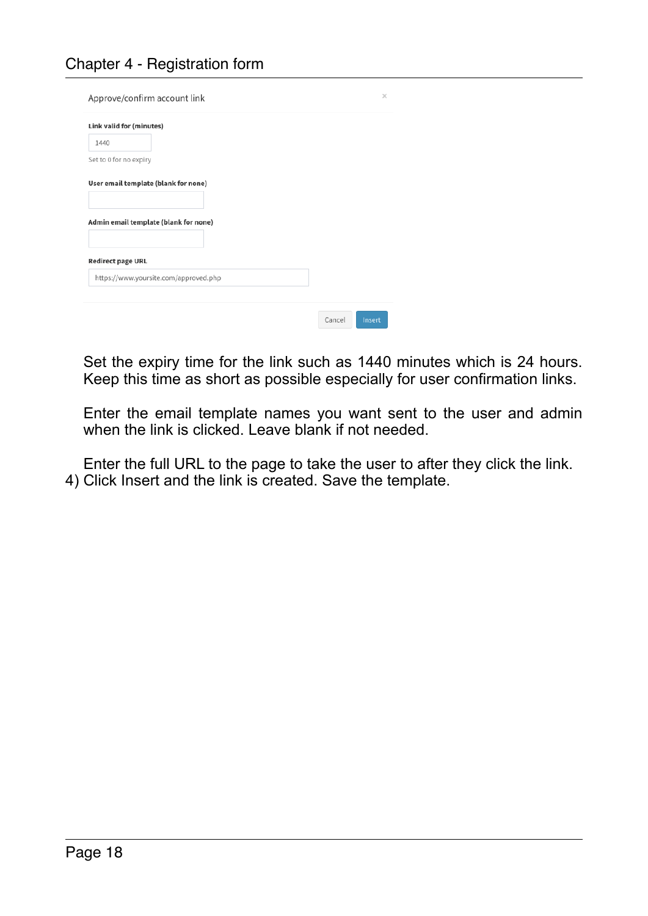Approve/confirm account link

**Link valid for (minutes)**

1440

Set to 0 for no expiry

**User email template (blank for none)**

**Admin email template (blank for none)**

**Redirect page URL**

https://www.yoursite.com/approved.php

Cancel Insert

Set the expiry time for the link such as 1440 minutes which is 24 hours. Keep this time as short as possible especially for user confirmation links.

Enter the email template names you want sent to the user and admin when the link is clicked. Leave blank if not needed.

Enter the full URL to the page to take the user to after they click the link.

4) Click Insert and the link is created. Save the template.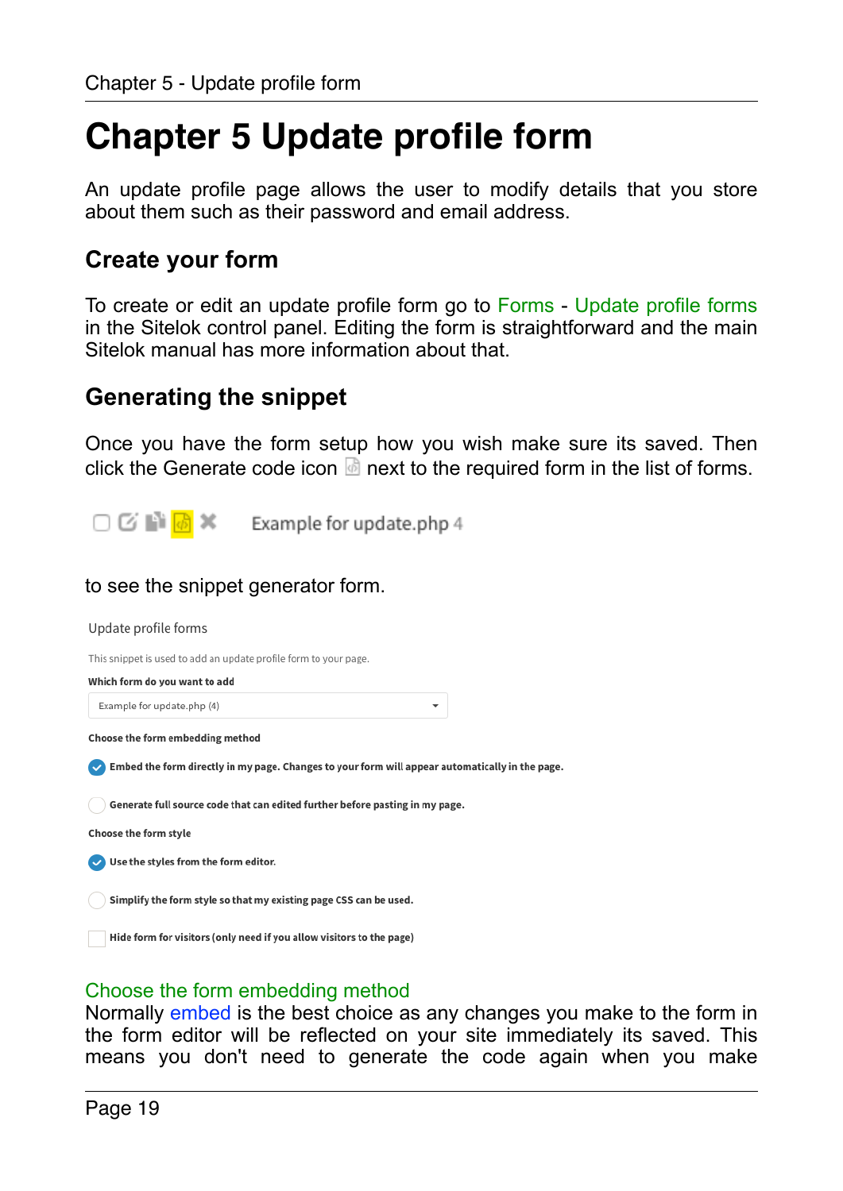# Chapter 5 Update profile form

An update profile page allows the user to modify details that you store about them such as their password and email address.

## Create your form

To create or edit an update profile form go to Forms - Update profile forms in the Sitelok control panel. Editing the form is straightforward and the main Sitelok manual has more information about that.

## Generating the snippet

Once you have the form setup how you wish make sure its saved. Then click the Generate code icon next to the required form in the list of forms.

Example for update.php 4

to see the snippet generator form.

Update profile forms

This snippet is used to add an update profile form to your page.

**Which form do you want to add**

Example for update.php (4)

**Choose the form embedding method**

- [x] **Embed the form directly in my page. Changes to your form will appear automatically in the page.**
- [ ] **Generate full source code that can edited further before pasting in my page.**

**Choose the form style**

- [x] **Use the styles from the form editor.**
- [ ] **Simplify the form style so that my existing page CSS can be used.**

- [ ] **Hide form for visitors (only need if you allow visitors to the page)**

### Choose the form embedding method

Normally embed is the best choice as any changes you make to the form in the form editor will be reflected on your site immediately its saved. This means you don't need to generate the code again when you make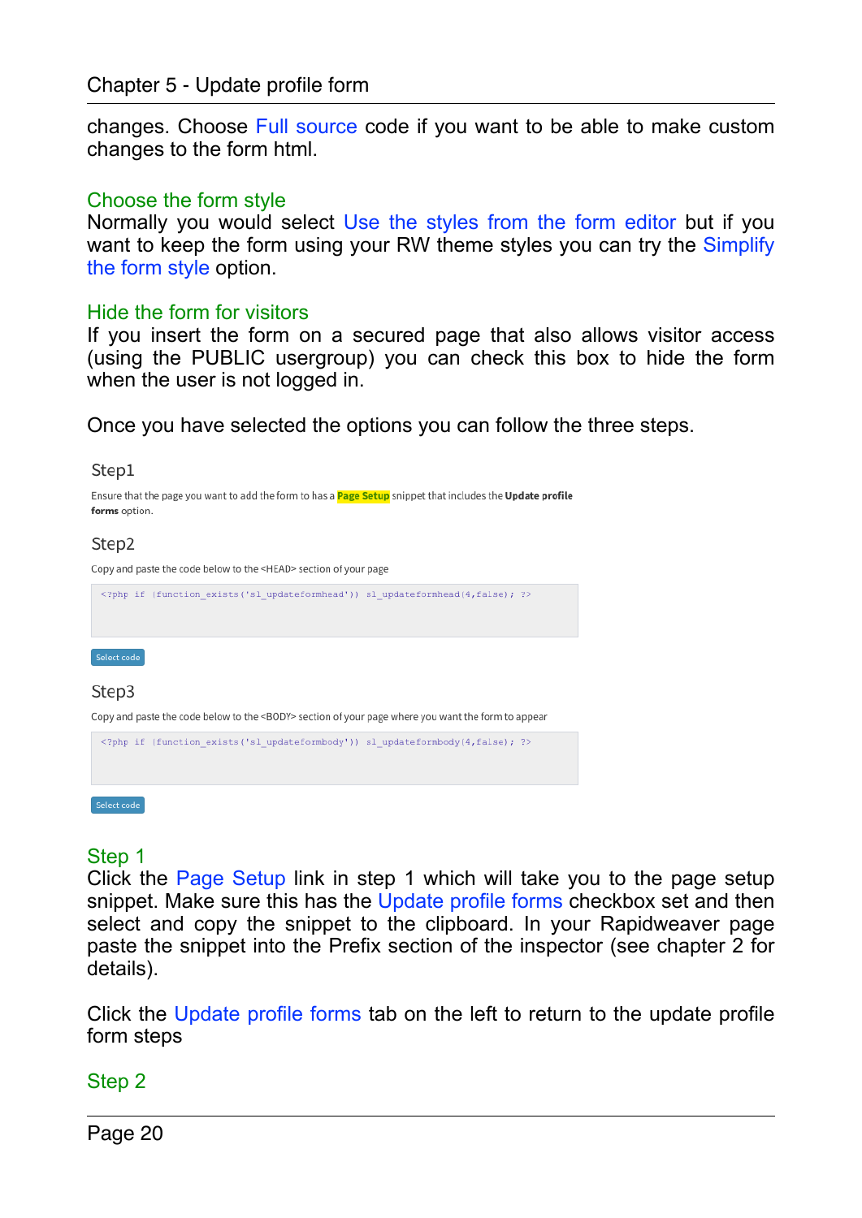changes. Choose Full source code if you want to be able to make custom changes to the form html.

## Choose the form style

Normally you would select Use the styles from the form editor but if you want to keep the form using your RW theme styles you can try the Simplify the form style option.

## Hide the form for visitors

If you insert the form on a secured page that also allows visitor access (using the PUBLIC usergroup) you can check this box to hide the form when the user is not logged in.

Once you have selected the options you can follow the three steps.

### Step1

Ensure that the page you want to add the form to has a **Page Setup** snippet that includes the **Update profile forms** option.

### Step2

Copy and paste the code below to the <HEAD> section of your page

```
<?php if (function_exists('sl_updateformhead')) sl_updateformhead(4,false); ?>
```

Select code

### Step3

Copy and paste the code below to the <BODY> section of your page where you want the form to appear

```
<?php if (function_exists('sl_updateformbody')) sl_updateformbody(4,false); ?>
```

Select code

## Step 1

Click the Page Setup link in step 1 which will take you to the page setup snippet. Make sure this has the Update profile forms checkbox set and then select and copy the snippet to the clipboard. In your Rapidweaver page paste the snippet into the Prefix section of the inspector (see chapter 2 for details).

Click the Update profile forms tab on the left to return to the update profile form steps

## Step 2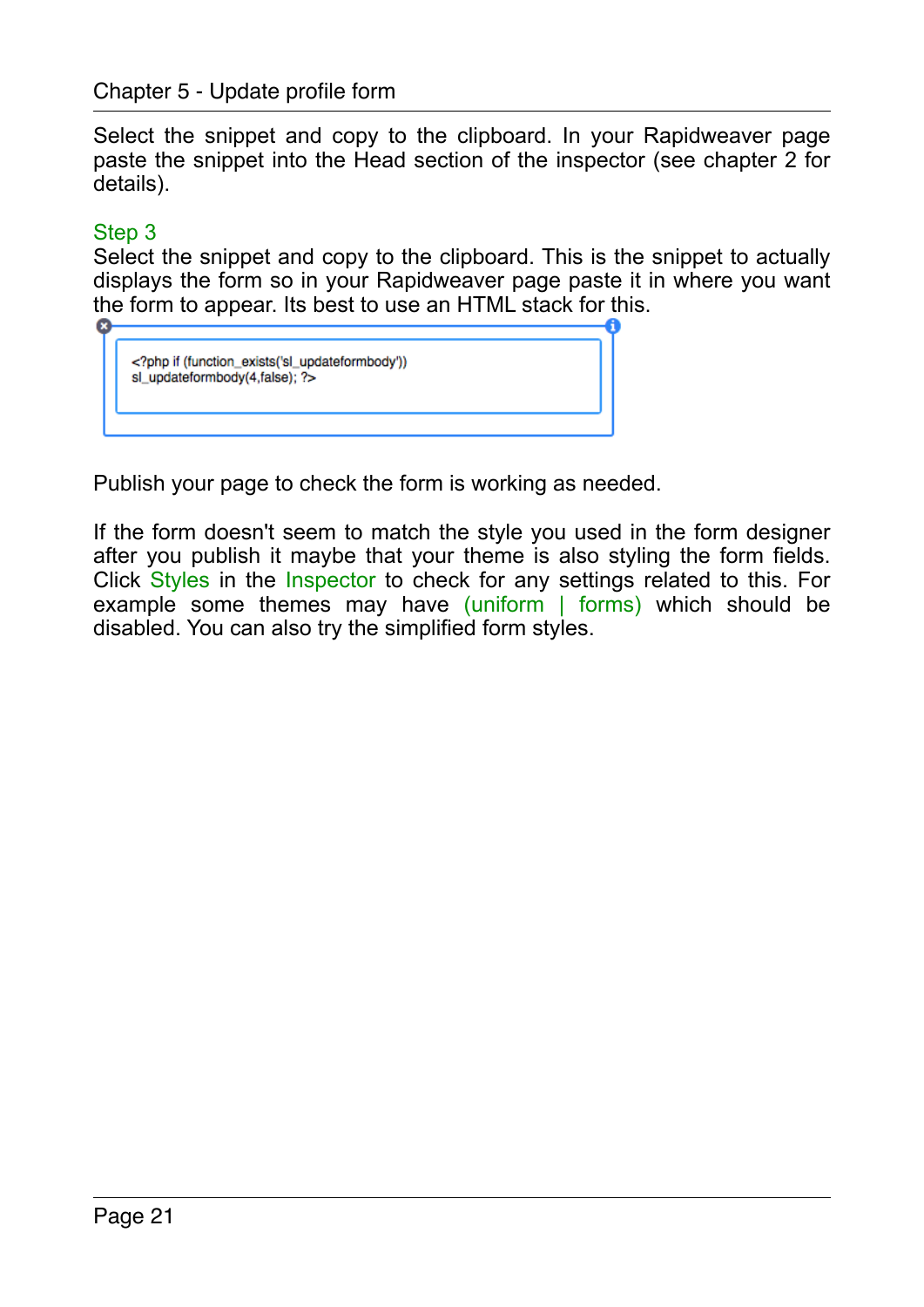Select the snippet and copy to the clipboard. In your Rapidweaver page paste the snippet into the Head section of the inspector (see chapter 2 for details).

### Step 3

Select the snippet and copy to the clipboard. This is the snippet to actually displays the form so in your Rapidweaver page paste it in where you want the form to appear. Its best to use an HTML stack for this.

```
<?php if (function_exists('sl_updateformbody'))
sl_updateformbody(4,false); ?>
```

Publish your page to check the form is working as needed.

If the form doesn't seem to match the style you used in the form designer after you publish it maybe that your theme is also styling the form fields. Click Styles in the Inspector to check for any settings related to this. For example some themes may have (uniform | forms) which should be disabled. You can also try the simplified form styles.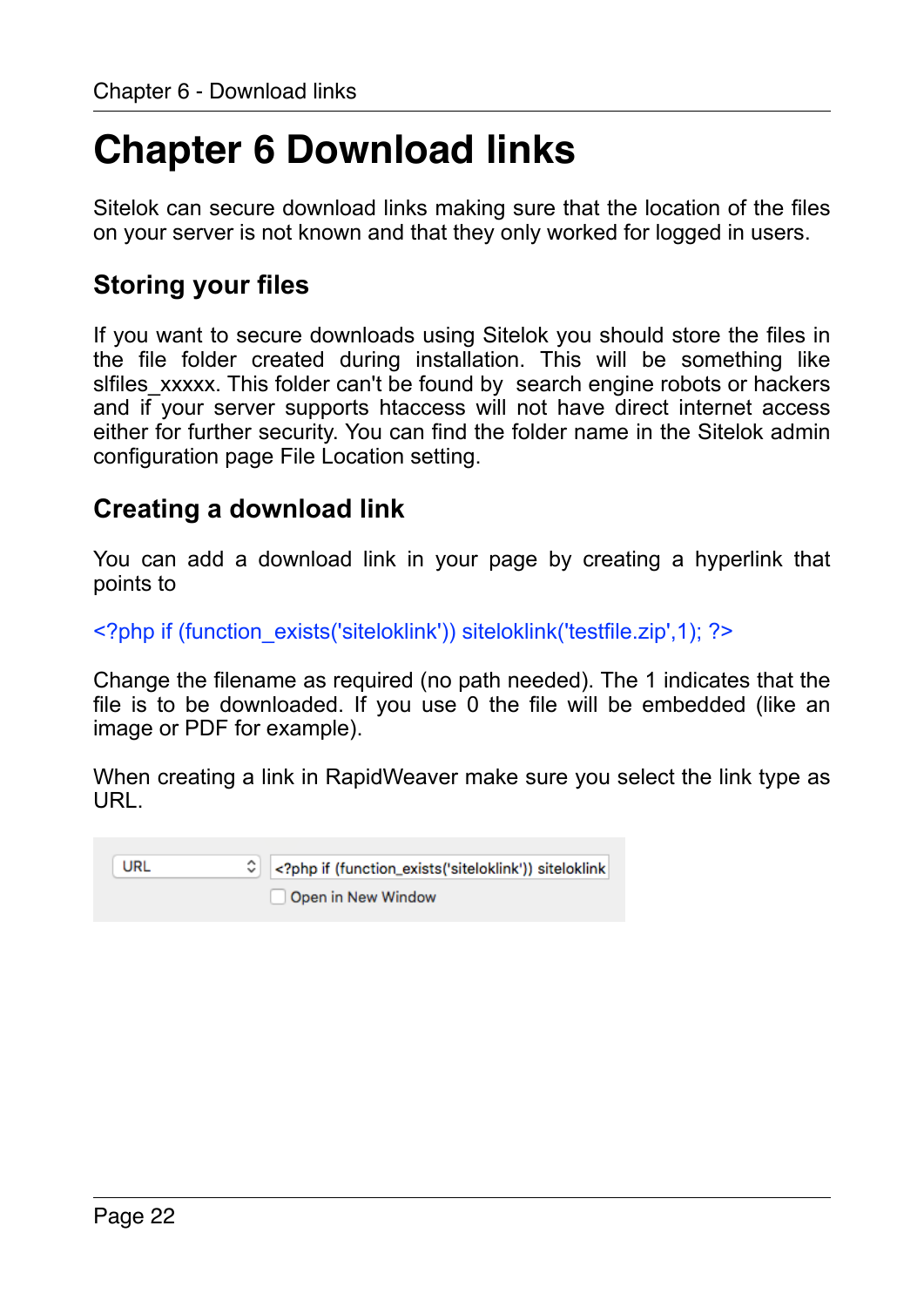# Chapter 6 Download links

Sitelok can secure download links making sure that the location of the files on your server is not known and that they only worked for logged in users.

## Storing your files

If you want to secure downloads using Sitelok you should store the files in the file folder created during installation. This will be something like slfiles_xxxxx. This folder can't be found by search engine robots or hackers and if your server supports htaccess will not have direct internet access either for further security. You can find the folder name in the Sitelok admin configuration page File Location setting.

## Creating a download link

You can add a download link in your page by creating a hyperlink that points to

```
<?php if (function_exists('siteloklink')) siteloklink('testfile.zip',1); ?>
```

Change the filename as required (no path needed). The 1 indicates that the file is to be downloaded. If you use 0 the file will be embedded (like an image or PDF for example).

When creating a link in RapidWeaver make sure you select the link type as URL.

URL | <?php if (function_exists('siteloklink')) siteloklink

Open in New Window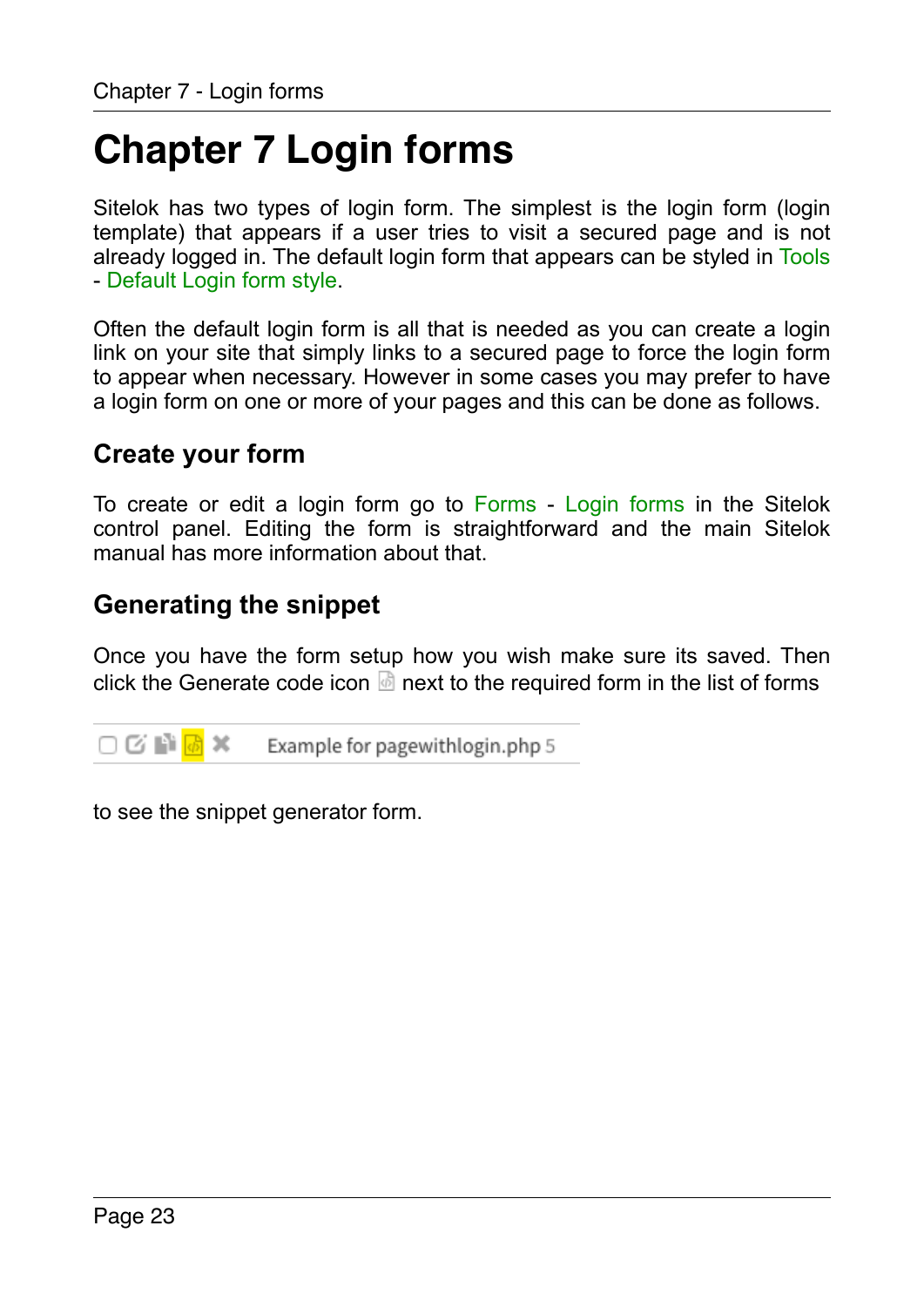# Chapter 7 Login forms

Sitelok has two types of login form. The simplest is the login form (login template) that appears if a user tries to visit a secured page and is not already logged in. The default login form that appears can be styled in Tools - Default Login form style.

Often the default login form is all that is needed as you can create a login link on your site that simply links to a secured page to force the login form to appear when necessary. However in some cases you may prefer to have a login form on one or more of your pages and this can be done as follows.

## Create your form

To create or edit a login form go to Forms - Login forms in the Sitelok control panel. Editing the form is straightforward and the main Sitelok manual has more information about that.

## Generating the snippet

Once you have the form setup how you wish make sure its saved. Then click the Generate code icon next to the required form in the list of forms

Example for pagewithlogin.php 5

to see the snippet generator form.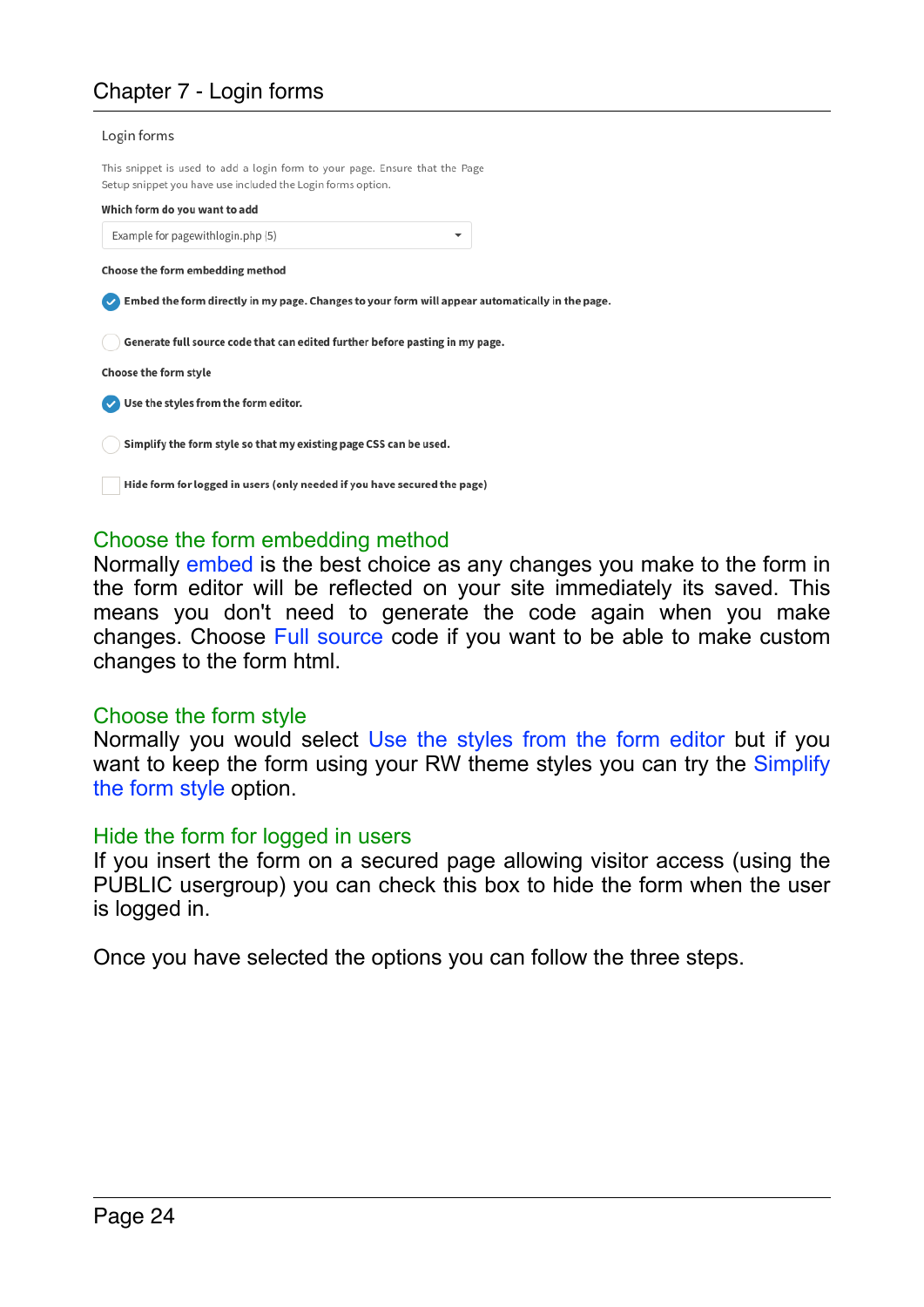Login forms

This snippet is used to add a login form to your page. Ensure that the Page Setup snippet you have use included the Login forms option.

**Which form do you want to add**

Example for pagewithlogin.php (5)

**Choose the form embedding method**

- [x] **Embed the form directly in my page. Changes to your form will appear automatically in the page.**
- [ ] **Generate full source code that can edited further before pasting in my page.**

**Choose the form style**

- [x] **Use the styles from the form editor.**
- [ ] **Simplify the form style so that my existing page CSS can be used.**

- [ ] **Hide form for logged in users (only needed if you have secured the page)**

## Choose the form embedding method

Normally embed is the best choice as any changes you make to the form in the form editor will be reflected on your site immediately its saved. This means you don't need to generate the code again when you make changes. Choose Full source code if you want to be able to make custom changes to the form html.

## Choose the form style

Normally you would select Use the styles from the form editor but if you want to keep the form using your RW theme styles you can try the Simplify the form style option.

## Hide the form for logged in users

If you insert the form on a secured page allowing visitor access (using the PUBLIC usergroup) you can check this box to hide the form when the user is logged in.

Once you have selected the options you can follow the three steps.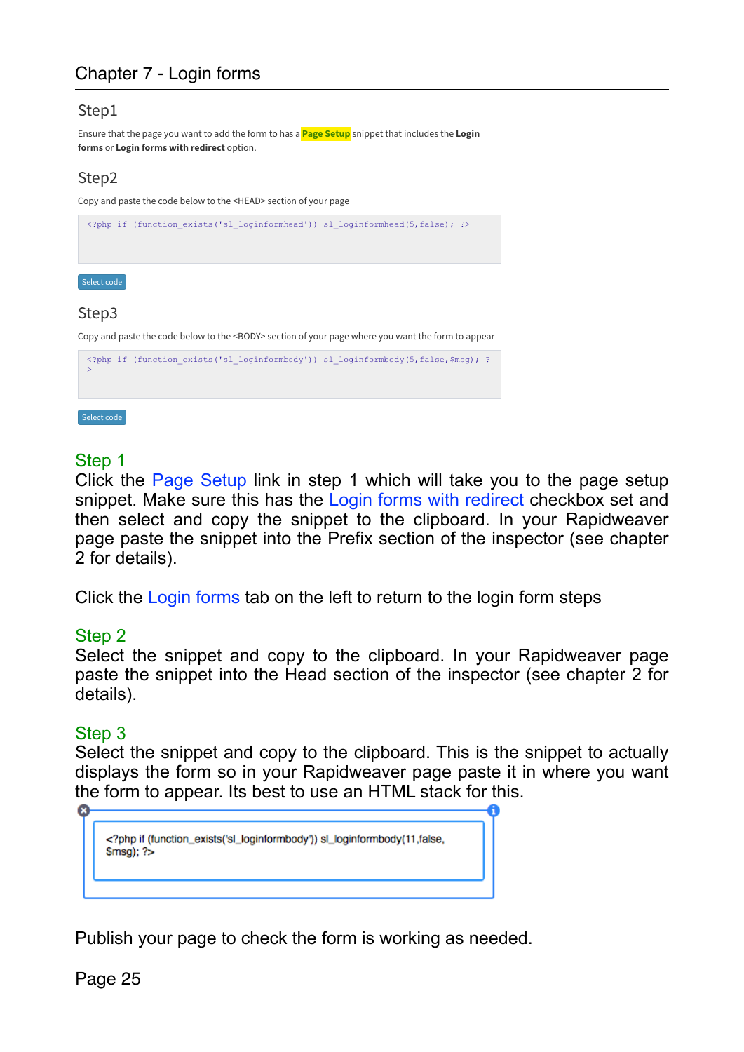# Chapter 7 - Login forms

### Step1

Ensure that the page you want to add the form to has a **Page Setup** snippet that includes the **Login forms** or **Login forms with redirect** option.

### Step2

Copy and paste the code below to the <HEAD> section of your page

```
<?php if (function_exists('sl_loginformhead')) sl_loginformhead(5,false); ?>
```

Select code

### Step3

Copy and paste the code below to the <BODY> section of your page where you want the form to appear

```
<?php if (function_exists('sl_loginformbody')) sl_loginformbody(5,false,$msg); ?
>
```

Select code

## Step 1

Click the Page Setup link in step 1 which will take you to the page setup snippet. Make sure this has the Login forms with redirect checkbox set and then select and copy the snippet to the clipboard. In your Rapidweaver page paste the snippet into the Prefix section of the inspector (see chapter 2 for details).

Click the Login forms tab on the left to return to the login form steps

## Step 2

Select the snippet and copy to the clipboard. In your Rapidweaver page paste the snippet into the Head section of the inspector (see chapter 2 for details).

## Step 3

Select the snippet and copy to the clipboard. This is the snippet to actually displays the form so in your Rapidweaver page paste it in where you want the form to appear. Its best to use an HTML stack for this.

```
<?php if (function_exists('sl_loginformbody')) sl_loginformbody(11,false,
$msg); ?>
```

Publish your page to check the form is working as needed.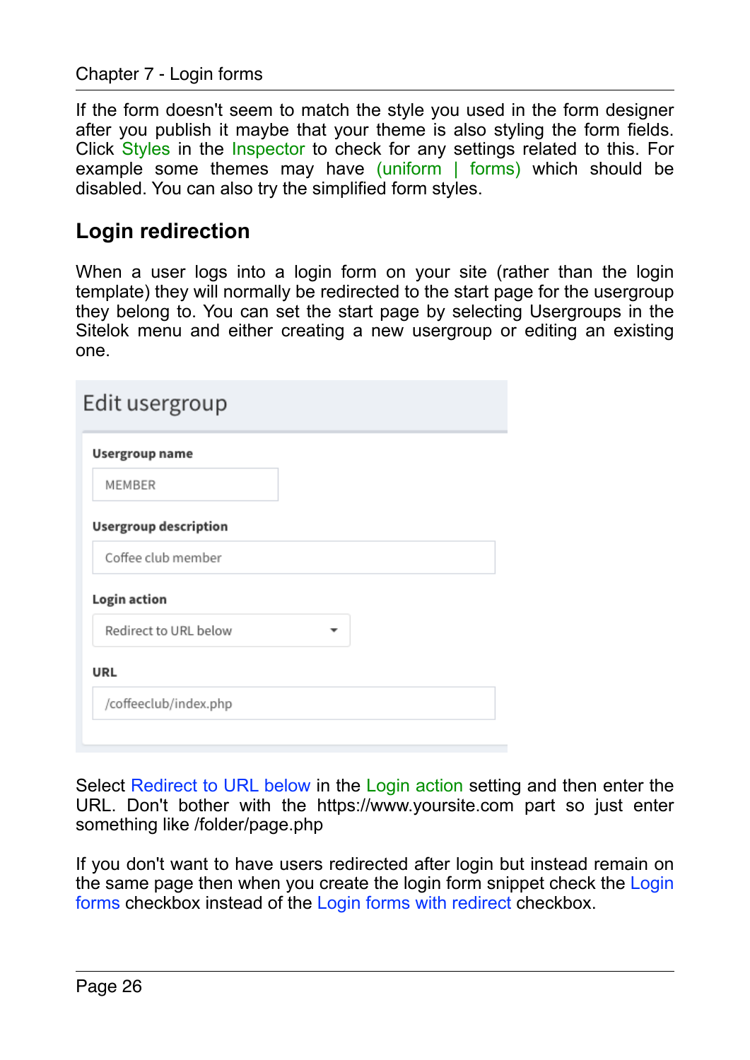If the form doesn't seem to match the style you used in the form designer after you publish it maybe that your theme is also styling the form fields. Click Styles in the Inspector to check for any settings related to this. For example some themes may have (uniform | forms) which should be disabled. You can also try the simplified form styles.

## Login redirection

When a user logs into a login form on your site (rather than the login template) they will normally be redirected to the start page for the usergroup they belong to. You can set the start page by selecting Usergroups in the Sitelok menu and either creating a new usergroup or editing an existing one.

Edit usergroup

**Usergroup name**

MEMBER

**Usergroup description**

Coffee club member

**Login action**

Redirect to URL below

**URL**

/coffeeclub/index.php

Select Redirect to URL below in the Login action setting and then enter the URL. Don't bother with the https://www.yoursite.com part so just enter something like /folder/page.php

If you don't want to have users redirected after login but instead remain on the same page then when you create the login form snippet check the Login forms checkbox instead of the Login forms with redirect checkbox.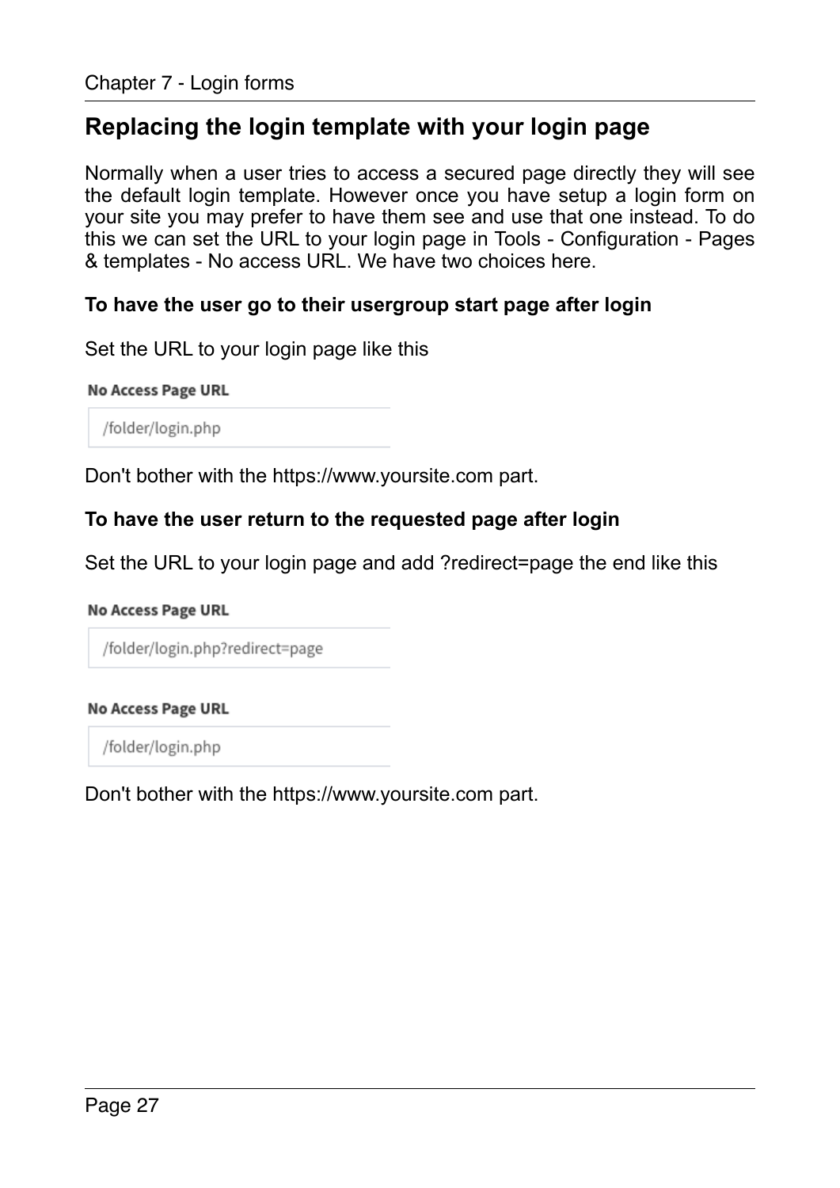## Replacing the login template with your login page

Normally when a user tries to access a secured page directly they will see the default login template. However once you have setup a login form on your site you may prefer to have them see and use that one instead. To do this we can set the URL to your login page in Tools - Configuration - Pages & templates - No access URL. We have two choices here.

**To have the user go to their usergroup start page after login**

Set the URL to your login page like this

**No Access Page URL**

```
/folder/login.php
```

Don't bother with the https://www.yoursite.com part.

**To have the user return to the requested page after login**

Set the URL to your login page and add ?redirect=page the end like this

**No Access Page URL**

```
/folder/login.php?redirect=page
```

**No Access Page URL**

```
/folder/login.php
```

Don't bother with the https://www.yoursite.com part.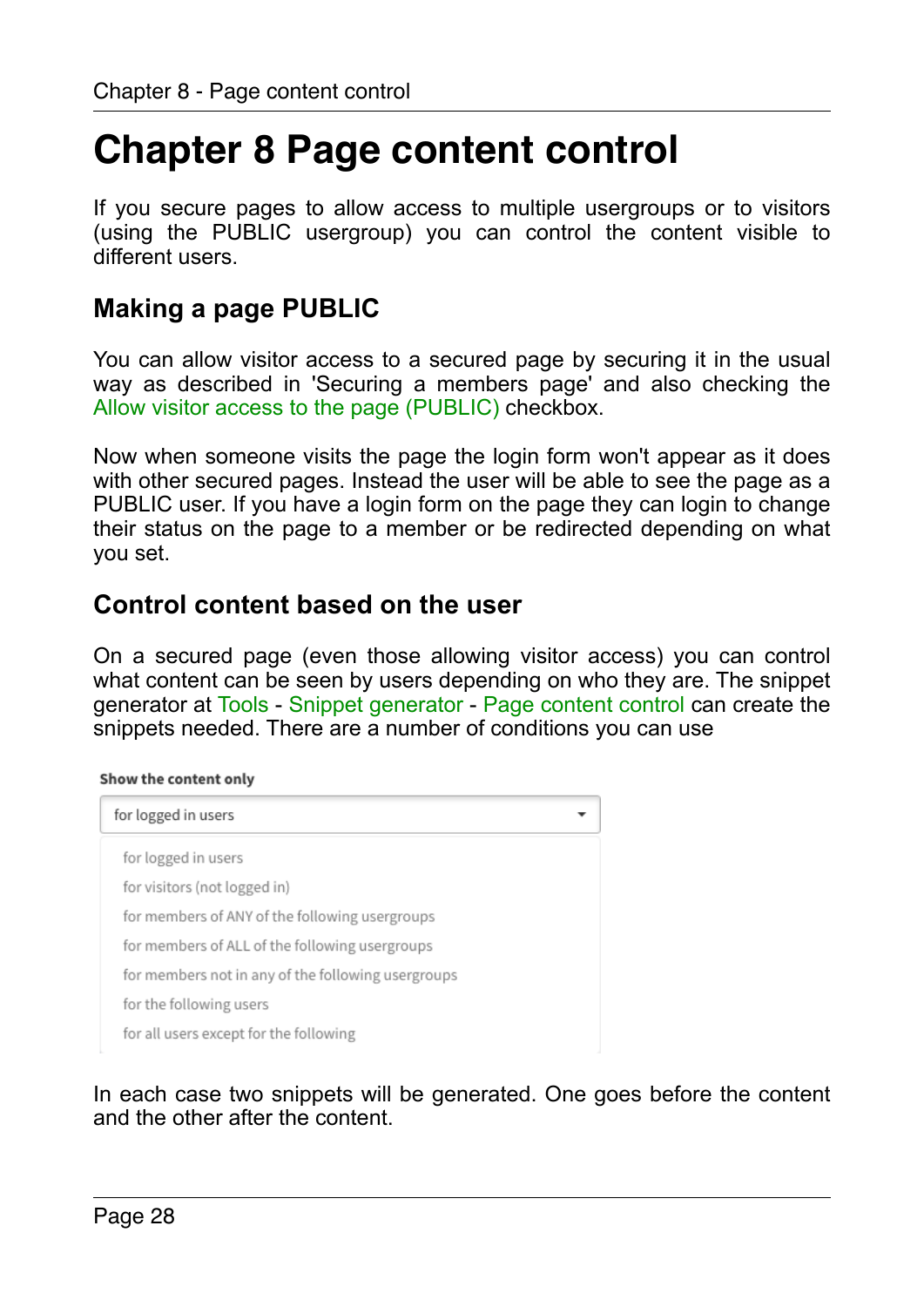# Chapter 8 Page content control

If you secure pages to allow access to multiple usergroups or to visitors (using the PUBLIC usergroup) you can control the content visible to different users.

## Making a page PUBLIC

You can allow visitor access to a secured page by securing it in the usual way as described in 'Securing a members page' and also checking the Allow visitor access to the page (PUBLIC) checkbox.

Now when someone visits the page the login form won't appear as it does with other secured pages. Instead the user will be able to see the page as a PUBLIC user. If you have a login form on the page they can login to change their status on the page to a member or be redirected depending on what you set.

## Control content based on the user

On a secured page (even those allowing visitor access) you can control what content can be seen by users depending on who they are. The snippet generator at Tools - Snippet generator - Page content control can create the snippets needed. There are a number of conditions you can use

**Show the content only**

for logged in users

- for logged in users
- for visitors (not logged in)
- for members of ANY of the following usergroups
- for members of ALL of the following usergroups
- for members not in any of the following usergroups
- for the following users
- for all users except for the following

In each case two snippets will be generated. One goes before the content and the other after the content.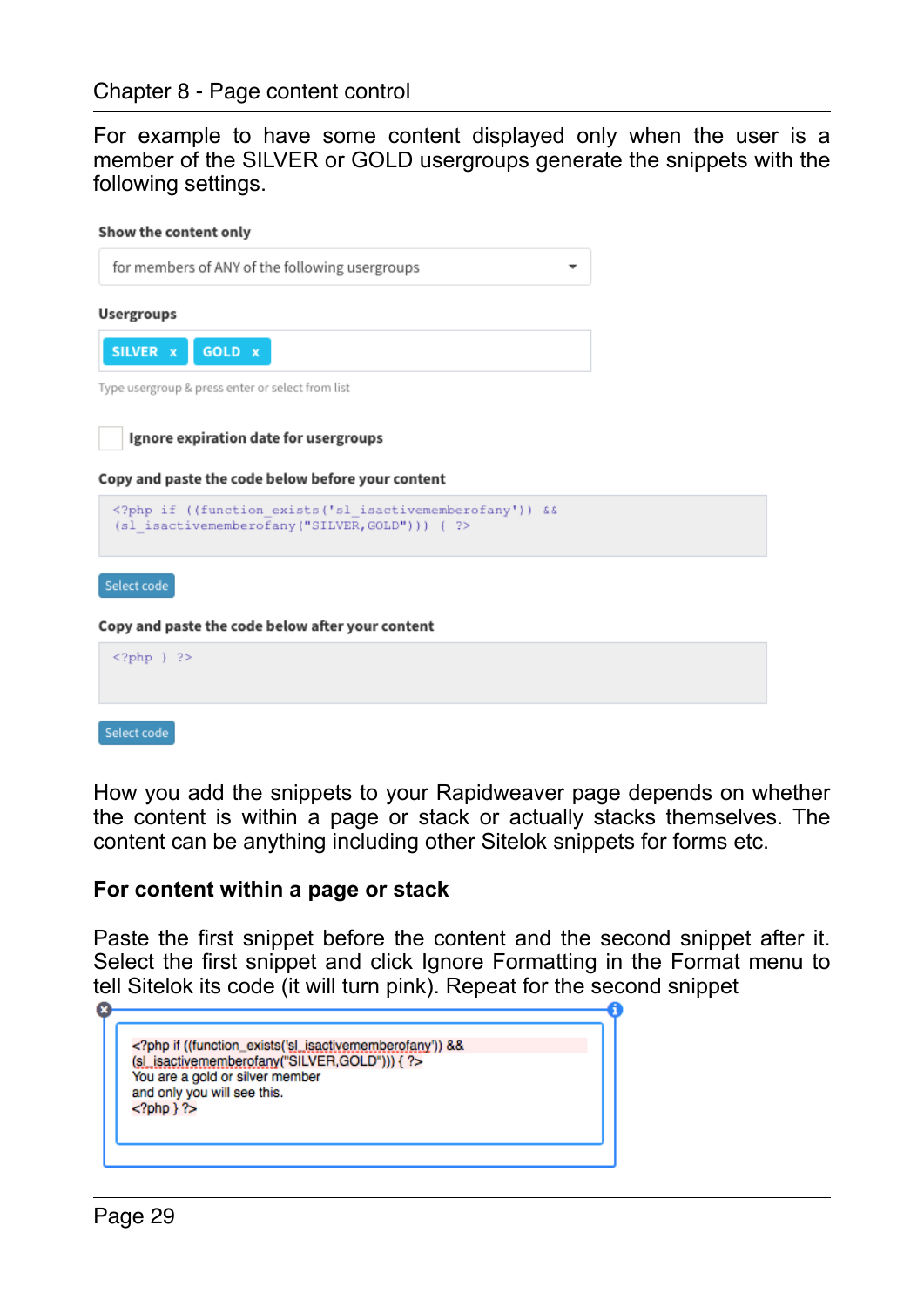For example to have some content displayed only when the user is a member of the SILVER or GOLD usergroups generate the snippets with the following settings.

**Show the content only**

for members of ANY of the following usergroups

**Usergroups**

SILVER x GOLD x

Type usergroup & press enter or select from list

Ignore expiration date for usergroups

**Copy and paste the code below before your content**

```
<?php if ((function_exists('sl_isactivememberofany')) &&
(sl_isactivememberofany("SILVER,GOLD"))) { ?>
```

Select code

**Copy and paste the code below after your content**

```
<?php } ?>
```

Select code

How you add the snippets to your Rapidweaver page depends on whether the content is within a page or stack or actually stacks themselves. The content can be anything including other Sitelok snippets for forms etc.

### For content within a page or stack

Paste the first snippet before the content and the second snippet after it. Select the first snippet and click Ignore Formatting in the Format menu to tell Sitelok its code (it will turn pink). Repeat for the second snippet

```
<?php if ((function_exists('sl_isactivememberofany')) &&
(sl_isactivememberofany("SILVER,GOLD"))) { ?>
You are a gold or silver member
and only you will see this.
<?php } ?>
```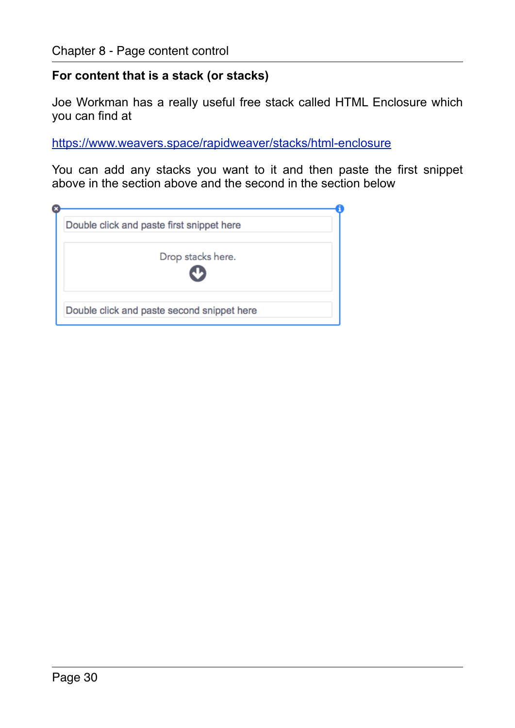### For content that is a stack (or stacks)

Joe Workman has a really useful free stack called HTML Enclosure which you can find at

[https://www.weavers.space/rapidweaver/stacks/html-enclosure](https://www.weavers.space/rapidweaver/stacks/html-enclosure)

You can add any stacks you want to it and then paste the first snippet above in the section above and the second in the section below

Double click and paste first snippet here

Drop stacks here.

Double click and paste second snippet here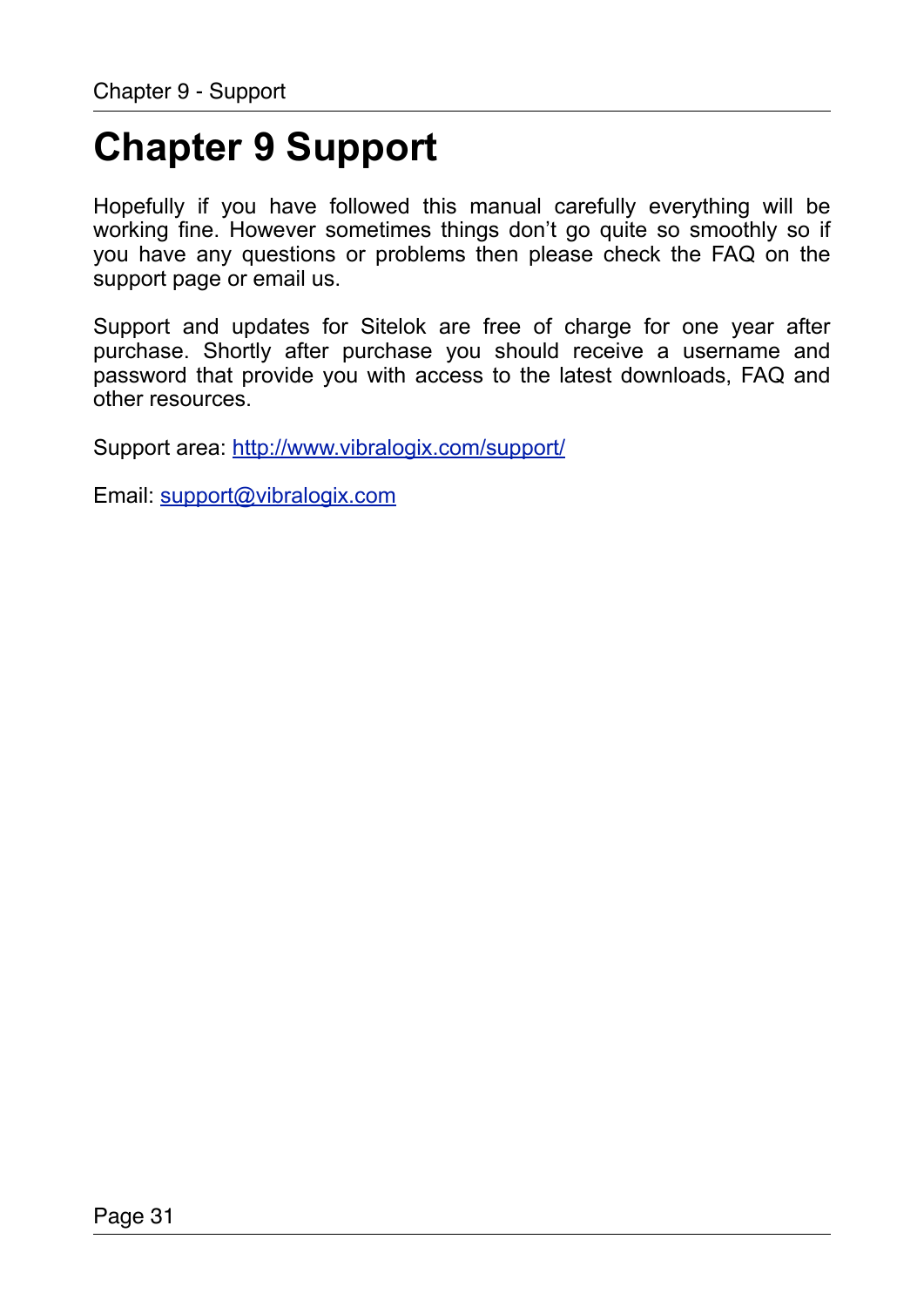# Chapter 9 Support

Hopefully if you have followed this manual carefully everything will be working fine. However sometimes things don't go quite so smoothly so if you have any questions or problems then please check the FAQ on the support page or email us.

Support and updates for Sitelok are free of charge for one year after purchase. Shortly after purchase you should receive a username and password that provide you with access to the latest downloads, FAQ and other resources.

Support area: http://www.vibralogix.com/support/

Email: support@vibralogix.com